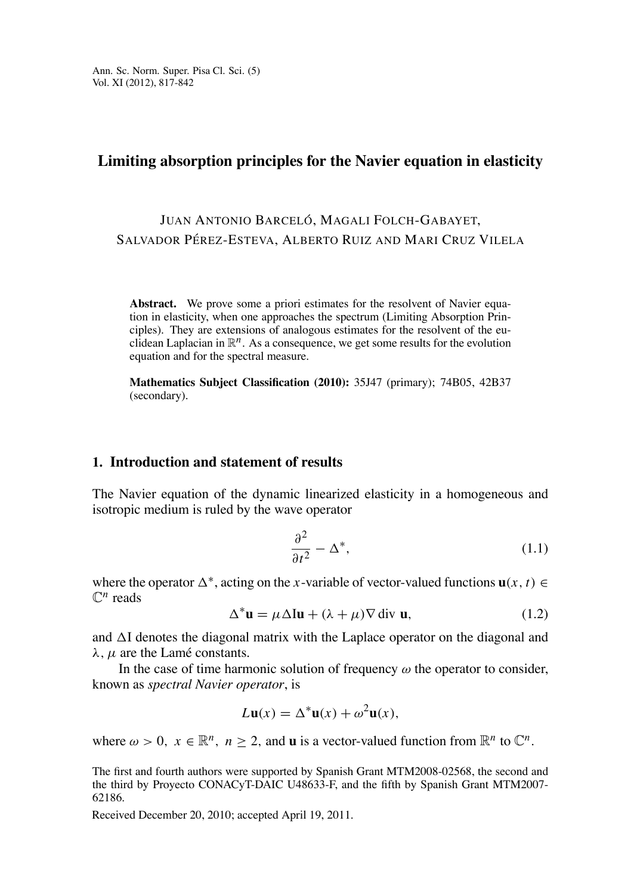# Limiting absorption principles for the Navier equation in elasticity

JUAN ANTONIO BARCELÓ, MAGALI FOLCH-GABAYET, SALVADOR PÉREZ-ESTEVA, ALBERTO RUIZ AND MARI CRUZ VILELA

**Abstract.** We prove some a priori estimates for the resolvent of Navier equation in elasticity, when one approaches the spectrum (Limiting Absorption Principles). They are extensions of analogous estimates for the resolvent of the euclidean Laplacian in $\mathbb{R}^n$. As a consequence, we get some results for the evolution equation and for the spectral measure.

**Mathematics Subject Classification (2010):** 35J47 (primary); 74B05, 42B37 (secondary).

## 1. Introduction and statement of results

The Navier equation of the dynamic linearized elasticity in a homogeneous and isotropic medium is ruled by the wave operator

$$\frac{\partial^2}{\partial t^2} - \Delta^*, \tag{1.1}$$

where the operator $\Delta^*$, acting on the $x$-variable of vector-valued functions $\mathbf{u}(x,t) \in \mathbb{C}^n$ reads

$$\Delta^* \mathbf{u} = \mu \Delta \mathrm{I} \mathbf{u} + (\lambda + \mu) \nabla \operatorname{div} \mathbf{u}, \tag{1.2}$$

and $\Delta \mathrm{I}$ denotes the diagonal matrix with the Laplace operator on the diagonal and $\lambda$, $\mu$ are the Lamé constants.

In the case of time harmonic solution of frequency $\omega$ the operator to consider, known as *spectral Navier operator*, is

$$L\mathbf{u}(x) = \Delta^* \mathbf{u}(x) + \omega^2 \mathbf{u}(x),$$

where $\omega > 0$, $x \in \mathbb{R}^n$, $n \geq 2$, and $\mathbf{u}$ is a vector-valued function from $\mathbb{R}^n$ to $\mathbb{C}^n$.

The first and fourth authors were supported by Spanish Grant MTM2008-02568, the second and the third by Proyecto CONACyT-DAIC U48633-F, and the fifth by Spanish Grant MTM2007-62186.

Received December 20, 2010; accepted April 19, 2011.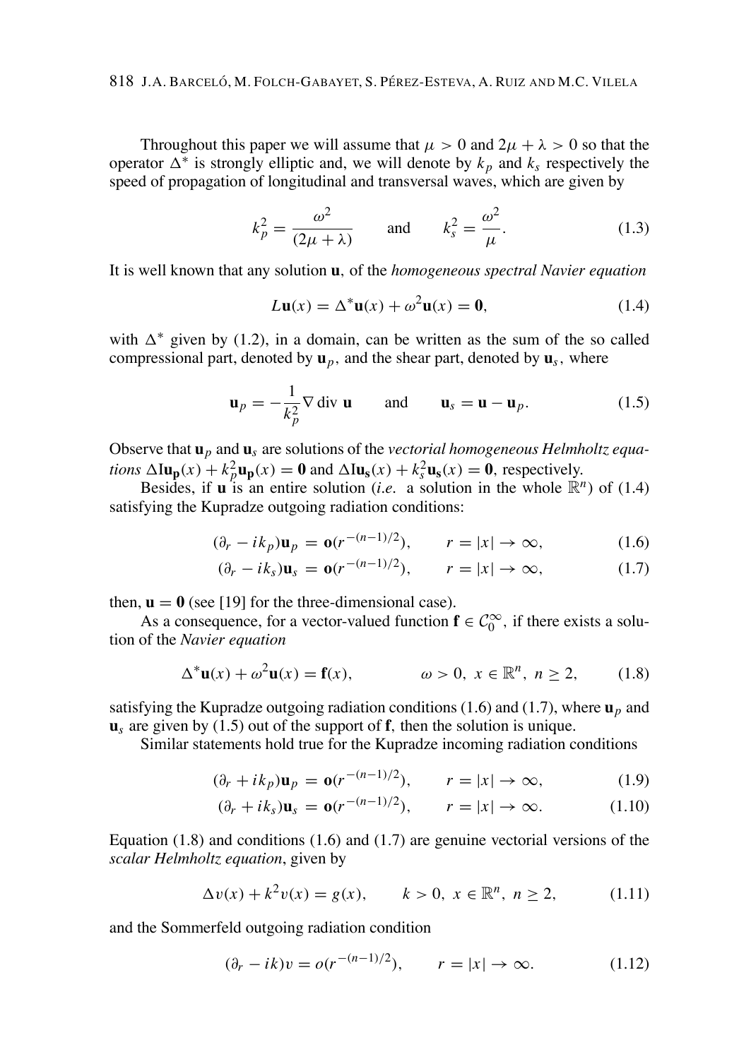Throughout this paper we will assume that $\mu > 0$ and $2\mu + \lambda > 0$ so that the operator $\Delta^*$ is strongly elliptic and, we will denote by $k_p$ and $k_s$ respectively the speed of propagation of longitudinal and transversal waves, which are given by

$$k_p^2 = \frac{\omega^2}{(2\mu + \lambda)} \qquad \text{and} \qquad k_s^2 = \frac{\omega^2}{\mu}. \tag{1.3}$$

It is well known that any solution $\mathbf{u}$, of the *homogeneous spectral Navier equation*

$$L\mathbf{u}(x) = \Delta^*\mathbf{u}(x) + \omega^2\mathbf{u}(x) = \mathbf{0}, \tag{1.4}$$

with $\Delta^*$ given by (1.2), in a domain, can be written as the sum of the so called compressional part, denoted by $\mathbf{u}_p$, and the shear part, denoted by $\mathbf{u}_s$, where

$$\mathbf{u}_p = -\frac{1}{k_p^2}\nabla \operatorname{div} \mathbf{u} \qquad \text{and} \qquad \mathbf{u}_s = \mathbf{u} - \mathbf{u}_p. \tag{1.5}$$

Observe that $\mathbf{u}_p$ and $\mathbf{u}_s$ are solutions of the *vectorial homogeneous Helmholtz equations* $\Delta \mathrm{I}\mathbf{u_p}(x) + k_p^2\mathbf{u_p}(x) = \mathbf{0}$ and $\Delta \mathrm{I}\mathbf{u_s}(x) + k_s^2\mathbf{u_s}(x) = \mathbf{0}$, respectively.

Besides, if $\mathbf{u}$ is an entire solution (*i.e.* a solution in the whole $\mathbb{R}^n$) of (1.4) satisfying the Kupradze outgoing radiation conditions:

$$(\partial_r - ik_p)\mathbf{u}_p = \mathbf{o}(r^{-(n-1)/2}), \qquad r = |x| \to \infty, \tag{1.6}$$

$$(\partial_r - ik_s)\mathbf{u}_s = \mathbf{o}(r^{-(n-1)/2}), \qquad r = |x| \to \infty, \tag{1.7}$$

then, $\mathbf{u} = \mathbf{0}$ (see [19] for the three-dimensional case).

As a consequence, for a vector-valued function $\mathbf{f} \in \mathcal{C}_0^\infty$, if there exists a solution of the *Navier equation*

$$\Delta^*\mathbf{u}(x) + \omega^2\mathbf{u}(x) = \mathbf{f}(x), \qquad \omega > 0,\ x \in \mathbb{R}^n,\ n \geq 2, \tag{1.8}$$

satisfying the Kupradze outgoing radiation conditions (1.6) and (1.7), where $\mathbf{u}_p$ and $\mathbf{u}_s$ are given by (1.5) out of the support of $\mathbf{f}$, then the solution is unique.

Similar statements hold true for the Kupradze incoming radiation conditions

$$(\partial_r + ik_p)\mathbf{u}_p = \mathbf{o}(r^{-(n-1)/2}), \qquad r = |x| \to \infty, \tag{1.9}$$

$$(\partial_r + ik_s)\mathbf{u}_s = \mathbf{o}(r^{-(n-1)/2}), \qquad r = |x| \to \infty. \tag{1.10}$$

Equation (1.8) and conditions (1.6) and (1.7) are genuine vectorial versions of the *scalar Helmholtz equation*, given by

$$\Delta v(x) + k^2 v(x) = g(x), \qquad k > 0,\ x \in \mathbb{R}^n,\ n \geq 2, \tag{1.11}$$

and the Sommerfeld outgoing radiation condition

$$(\partial_r - ik)v = o(r^{-(n-1)/2}), \qquad r = |x| \to \infty. \tag{1.12}$$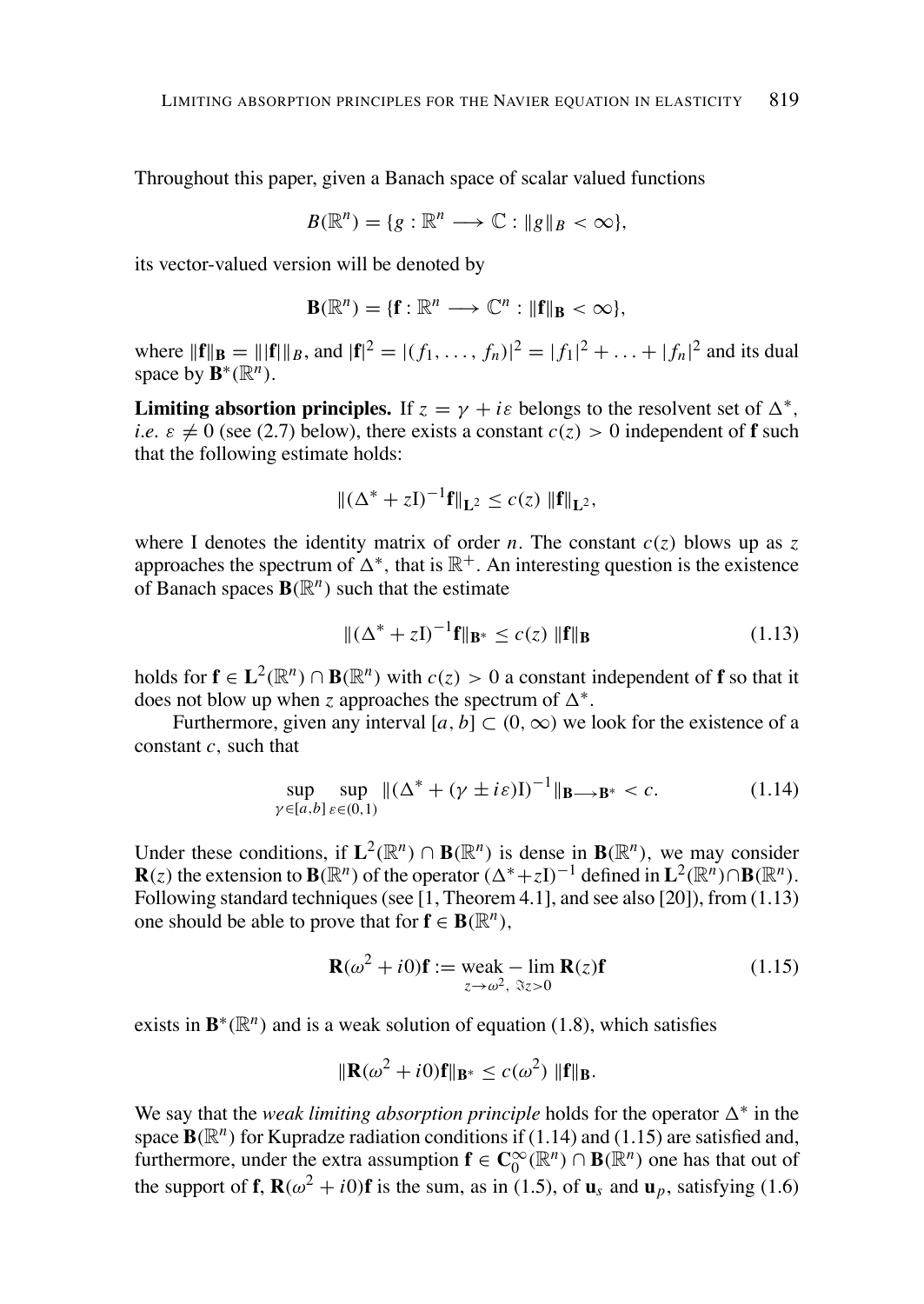Throughout this paper, given a Banach space of scalar valued functions

$$B(\mathbb{R}^n) = \{g : \mathbb{R}^n \longrightarrow \mathbb{C} : \|g\|_B < \infty\},$$

its vector-valued version will be denoted by

$$\mathbf{B}(\mathbb{R}^n) = \{\mathbf{f} : \mathbb{R}^n \longrightarrow \mathbb{C}^n : \|\mathbf{f}\|_{\mathbf{B}} < \infty\},$$

where $\|\mathbf{f}\|_{\mathbf{B}} = \||\mathbf{f}|\|_B$, and $|\mathbf{f}|^2 = |(f_1, \ldots, f_n)|^2 = |f_1|^2 + \ldots + |f_n|^2$ and its dual space by $\mathbf{B}^*(\mathbb{R}^n)$.

**Limiting absorption principles.** If $z = \gamma + i\varepsilon$ belongs to the resolvent set of $\Delta^*$, *i.e.* $\varepsilon \neq 0$ (see (2.7) below), there exists a constant $c(z) > 0$ independent of $\mathbf{f}$ such that the following estimate holds:

$$\|(\Delta^* + z\mathrm{I})^{-1}\mathbf{f}\|_{\mathbf{L}^2} \leq c(z)\ \|\mathbf{f}\|_{\mathbf{L}^2},$$

where I denotes the identity matrix of order $n$. The constant $c(z)$ blows up as $z$ approaches the spectrum of $\Delta^*$, that is $\mathbb{R}^+$. An interesting question is the existence of Banach spaces $\mathbf{B}(\mathbb{R}^n)$ such that the estimate

$$\|(\Delta^* + z\mathrm{I})^{-1}\mathbf{f}\|_{\mathbf{B}^*} \leq c(z)\ \|\mathbf{f}\|_{\mathbf{B}} \tag{1.13}$$

holds for $\mathbf{f} \in \mathbf{L}^2(\mathbb{R}^n) \cap \mathbf{B}(\mathbb{R}^n)$ with $c(z) > 0$ a constant independent of $\mathbf{f}$ so that it does not blow up when $z$ approaches the spectrum of $\Delta^*$.

Furthermore, given any interval $[a, b] \subset (0, \infty)$ we look for the existence of a constant $c$, such that

$$\sup_{\gamma\in[a,b]} \sup_{\varepsilon\in(0,1)} \|(\Delta^* + (\gamma \pm i\varepsilon)\mathrm{I})^{-1}\|_{\mathbf{B}\longrightarrow\mathbf{B}^*} < c. \tag{1.14}$$

Under these conditions, if $\mathbf{L}^2(\mathbb{R}^n) \cap \mathbf{B}(\mathbb{R}^n)$ is dense in $\mathbf{B}(\mathbb{R}^n)$, we may consider $\mathbf{R}(z)$ the extension to $\mathbf{B}(\mathbb{R}^n)$ of the operator $(\Delta^* + z\mathrm{I})^{-1}$ defined in $\mathbf{L}^2(\mathbb{R}^n) \cap \mathbf{B}(\mathbb{R}^n)$. Following standard techniques (see [1, Theorem 4.1], and see also [20]), from (1.13) one should be able to prove that for $\mathbf{f} \in \mathbf{B}(\mathbb{R}^n)$,

$$\mathbf{R}(\omega^2 + i0)\mathbf{f} := \operatorname*{weak-lim}_{z\to\omega^2,\ \Im z>0} \mathbf{R}(z)\mathbf{f} \tag{1.15}$$

exists in $\mathbf{B}^*(\mathbb{R}^n)$ and is a weak solution of equation (1.8), which satisfies

$$\|\mathbf{R}(\omega^2 + i0)\mathbf{f}\|_{\mathbf{B}^*} \leq c(\omega^2)\ \|\mathbf{f}\|_{\mathbf{B}}.$$

We say that the *weak limiting absorption principle* holds for the operator $\Delta^*$ in the space $\mathbf{B}(\mathbb{R}^n)$ for Kupradze radiation conditions if (1.14) and (1.15) are satisfied and, furthermore, under the extra assumption $\mathbf{f} \in \mathbf{C}_0^\infty(\mathbb{R}^n) \cap \mathbf{B}(\mathbb{R}^n)$ one has that out of the support of $\mathbf{f}$, $\mathbf{R}(\omega^2 + i0)\mathbf{f}$ is the sum, as in (1.5), of $\mathbf{u}_s$ and $\mathbf{u}_p$, satisfying (1.6)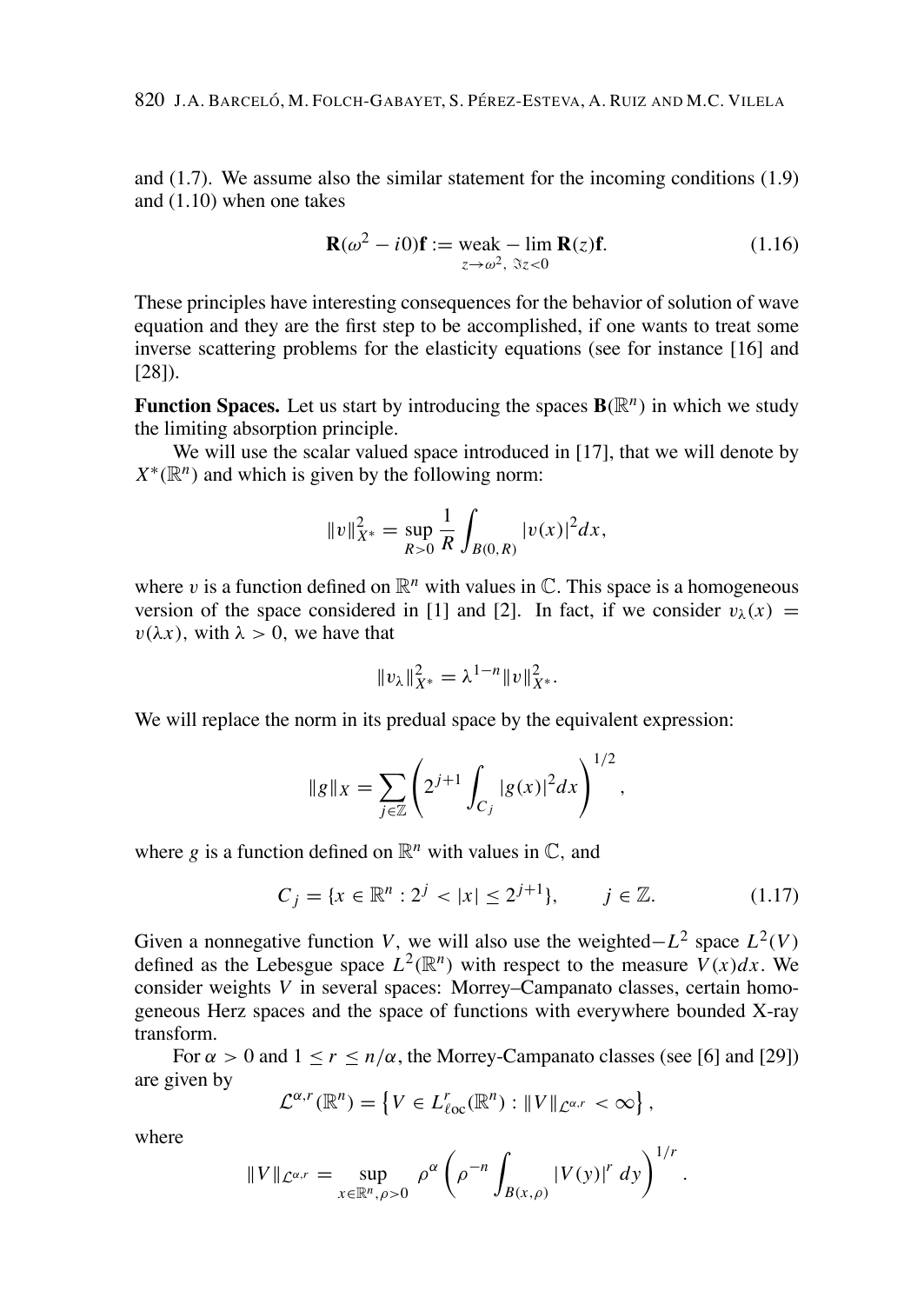and (1.7). We assume also the similar statement for the incoming conditions (1.9) and (1.10) when one takes

$$\mathbf{R}(\omega^2 - i0)\mathbf{f} := \operatorname{weak} - \lim_{z \to \omega^2,\ \Im z < 0} \mathbf{R}(z)\mathbf{f}. \tag{1.16}$$

These principles have interesting consequences for the behavior of solution of wave equation and they are the first step to be accomplished, if one wants to treat some inverse scattering problems for the elasticity equations (see for instance [16] and [28]).

**Function Spaces.** Let us start by introducing the spaces $\mathbf{B}(\mathbb{R}^n)$ in which we study the limiting absorption principle.

We will use the scalar valued space introduced in [17], that we will denote by $X^*(\mathbb{R}^n)$ and which is given by the following norm:

$$\|v\|_{X^*}^2 = \sup_{R>0} \frac{1}{R} \int_{B(0,R)} |v(x)|^2 dx,$$

where $v$ is a function defined on $\mathbb{R}^n$ with values in $\mathbb{C}$. This space is a homogeneous version of the space considered in [1] and [2]. In fact, if we consider $v_\lambda(x) = v(\lambda x)$, with $\lambda > 0$, we have that

$$\|v_\lambda\|_{X^*}^2 = \lambda^{1-n} \|v\|_{X^*}^2.$$

We will replace the norm in its predual space by the equivalent expression:

$$\|g\|_X = \sum_{j \in \mathbb{Z}} \left( 2^{j+1} \int_{C_j} |g(x)|^2 dx \right)^{1/2},$$

where $g$ is a function defined on $\mathbb{R}^n$ with values in $\mathbb{C}$, and

$$C_j = \{x \in \mathbb{R}^n : 2^j < |x| \leq 2^{j+1}\}, \qquad j \in \mathbb{Z}. \tag{1.17}$$

Given a nonnegative function $V$, we will also use the weighted$-L^2$ space $L^2(V)$ defined as the Lebesgue space $L^2(\mathbb{R}^n)$ with respect to the measure $V(x)dx$. We consider weights $V$ in several spaces: Morrey–Campanato classes, certain homogeneous Herz spaces and the space of functions with everywhere bounded X-ray transform.

For $\alpha > 0$ and $1 \leq r \leq n/\alpha$, the Morrey-Campanato classes (see [6] and [29]) are given by

$$\mathcal{L}^{\alpha,r}(\mathbb{R}^n) = \left\{ V \in L^r_{\ell oc}(\mathbb{R}^n) : \|V\|_{\mathcal{L}^{\alpha,r}} < \infty \right\},$$

where

$$\|V\|_{\mathcal{L}^{\alpha,r}} = \sup_{x \in \mathbb{R}^n, \rho > 0} \rho^\alpha \left( \rho^{-n} \int_{B(x,\rho)} |V(y)|^r \, dy \right)^{1/r}.$$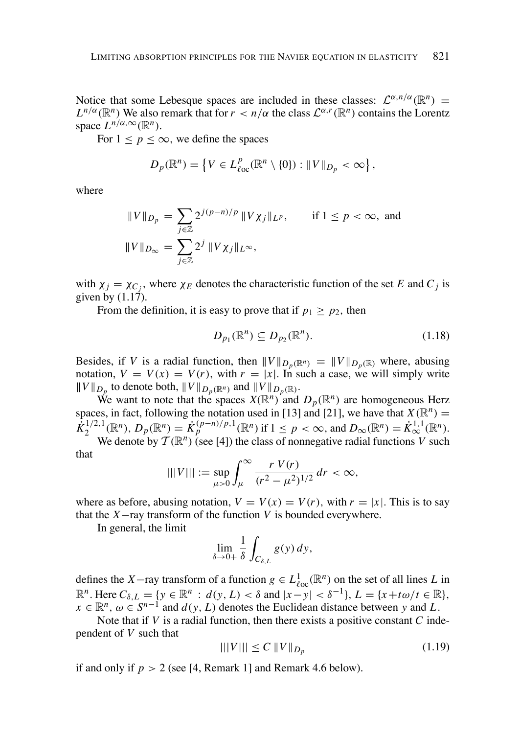Notice that some Lebesque spaces are included in these classes: $\mathcal{L}^{\alpha,n/\alpha}(\mathbb{R}^n) = L^{n/\alpha}(\mathbb{R}^n)$ We also remark that for $r < n/\alpha$ the class $\mathcal{L}^{\alpha,r}(\mathbb{R}^n)$ contains the Lorentz space $L^{n/\alpha,\infty}(\mathbb{R}^n)$.

For $1 \le p \le \infty$, we define the spaces

$$D_p(\mathbb{R}^n) = \left\{ V \in L^p_{\ell oc}(\mathbb{R}^n \setminus \{0\}) : \|V\|_{D_p} < \infty \right\},$$

where

$$\|V\|_{D_p} = \sum_{j\in\mathbb{Z}} 2^{j(p-n)/p} \|V\chi_j\|_{L^p}, \qquad \text{if } 1 \le p < \infty, \text{ and}$$

$$\|V\|_{D_\infty} = \sum_{j\in\mathbb{Z}} 2^{j} \|V\chi_j\|_{L^\infty},$$

with $\chi_j = \chi_{C_j}$, where $\chi_E$ denotes the characteristic function of the set $E$ and $C_j$ is given by (1.17).

From the definition, it is easy to prove that if $p_1 \ge p_2$, then

$$D_{p_1}(\mathbb{R}^n) \subseteq D_{p_2}(\mathbb{R}^n). \tag{1.18}$$

Besides, if $V$ is a radial function, then $\|V\|_{D_p(\mathbb{R}^n)} = \|V\|_{D_p(\mathbb{R})}$ where, abusing notation, $V = V(x) = V(r)$, with $r = |x|$. In such a case, we will simply write $\|V\|_{D_p}$ to denote both, $\|V\|_{D_p(\mathbb{R}^n)}$ and $\|V\|_{D_p(\mathbb{R})}$.

We want to note that the spaces $X(\mathbb{R}^n)$ and $D_p(\mathbb{R}^n)$ are homogeneous Herz spaces, in fact, following the notation used in [13] and [21], we have that $X(\mathbb{R}^n) = \dot{K}_2^{1/2,1}(\mathbb{R}^n)$, $D_p(\mathbb{R}^n) = \dot{K}_p^{(p-n)/p,1}(\mathbb{R}^n)$ if $1 \le p < \infty$, and $D_\infty(\mathbb{R}^n) = \dot{K}_\infty^{1,1}(\mathbb{R}^n)$.

We denote by $\mathcal{T}(\mathbb{R}^n)$ (see [4]) the class of nonnegative radial functions $V$ such that

$$|||V||| := \sup_{\mu>0} \int_\mu^\infty \frac{r\, V(r)}{(r^2-\mu^2)^{1/2}}\, dr < \infty,$$

where as before, abusing notation, $V = V(x) = V(r)$, with $r = |x|$. This is to say that the $X-$ray transform of the function $V$ is bounded everywhere.

In general, the limit

$$\lim_{\delta\to 0+} \frac{1}{\delta} \int_{C_{\delta,L}} g(y)\, dy,$$

defines the $X-$ray transform of a function $g \in L^1_{\ell oc}(\mathbb{R}^n)$ on the set of all lines $L$ in $\mathbb{R}^n$. Here $C_{\delta,L} = \{y \in \mathbb{R}^n \,:\, d(y, L) < \delta \text{ and } |x-y| < \delta^{-1}\}$, $L = \{x+t\omega/t \in \mathbb{R}\}$, $x \in \mathbb{R}^n$, $\omega \in S^{n-1}$ and $d(y, L)$ denotes the Euclidean distance between $y$ and $L$.

Note that if $V$ is a radial function, then there exists a positive constant $C$ independent of $V$ such that

$$|||V||| \le C\, \|V\|_{D_p} \tag{1.19}$$

if and only if $p > 2$ (see [4, Remark 1] and Remark 4.6 below).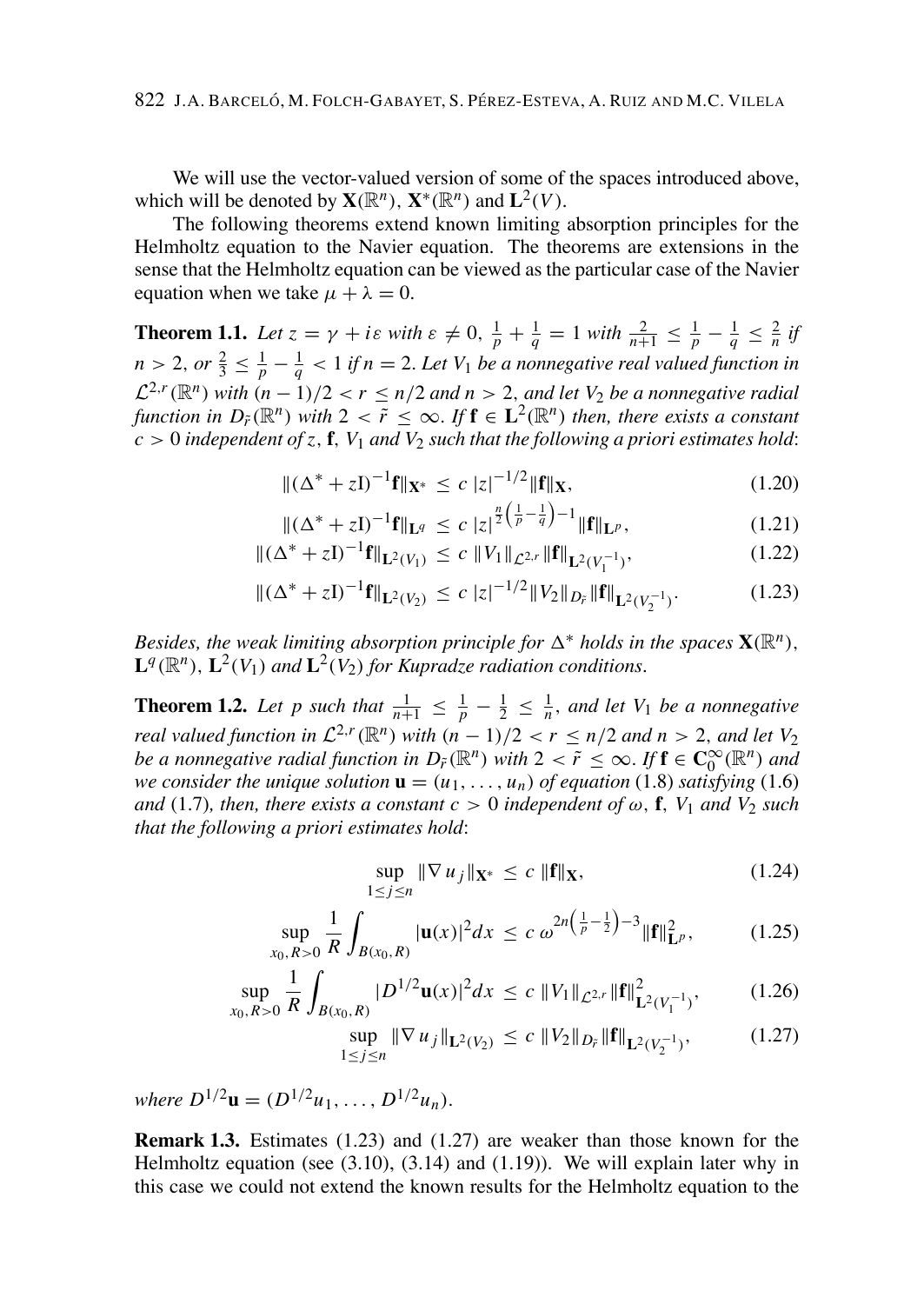We will use the vector-valued version of some of the spaces introduced above, which will be denoted by $\mathbf{X}(\mathbb{R}^n)$, $\mathbf{X}^*(\mathbb{R}^n)$ and $\mathbf{L}^2(V)$.

The following theorems extend known limiting absorption principles for the Helmholtz equation to the Navier equation. The theorems are extensions in the sense that the Helmholtz equation can be viewed as the particular case of the Navier equation when we take $\mu + \lambda = 0$.

**Theorem 1.1.** *Let $z = \gamma + i\varepsilon$ with $\varepsilon \neq 0$, $\frac{1}{p} + \frac{1}{q} = 1$ with $\frac{2}{n+1} \leq \frac{1}{p} - \frac{1}{q} \leq \frac{2}{n}$ if $n > 2$, or $\frac{2}{3} \leq \frac{1}{p} - \frac{1}{q} < 1$ if $n = 2$. Let $V_1$ be a nonnegative real valued function in $\mathcal{L}^{2,r}(\mathbb{R}^n)$ with $(n-1)/2 < r \leq n/2$ and $n > 2$, and let $V_2$ be a nonnegative radial function in $D_{\tilde{r}}(\mathbb{R}^n)$ with $2 < \tilde{r} \leq \infty$. If $\mathbf{f} \in \mathbf{L}^2(\mathbb{R}^n)$ then, there exists a constant $c > 0$ independent of $z$, $\mathbf{f}$, $V_1$ and $V_2$ such that the following a priori estimates hold*:

$$\|(\Delta^* + z\mathrm{I})^{-1}\mathbf{f}\|_{\mathbf{X}^*} \leq c\, |z|^{-1/2} \|\mathbf{f}\|_{\mathbf{X}}, \tag{1.20}$$

$$\|(\Delta^* + z\mathrm{I})^{-1}\mathbf{f}\|_{\mathbf{L}^q} \leq c\, |z|^{\frac{n}{2}\left(\frac{1}{p} - \frac{1}{q}\right) - 1} \|\mathbf{f}\|_{\mathbf{L}^p}, \tag{1.21}$$

$$\|(\Delta^* + z\mathrm{I})^{-1}\mathbf{f}\|_{\mathbf{L}^2(V_1)} \leq c\, \|V_1\|_{\mathcal{L}^{2,r}} \|\mathbf{f}\|_{\mathbf{L}^2(V_1^{-1})}, \tag{1.22}$$

$$\|(\Delta^* + z\mathrm{I})^{-1}\mathbf{f}\|_{\mathbf{L}^2(V_2)} \leq c\, |z|^{-1/2} \|V_2\|_{D_{\tilde{r}}} \|\mathbf{f}\|_{\mathbf{L}^2(V_2^{-1})}. \tag{1.23}$$

*Besides, the weak limiting absorption principle for $\Delta^*$ holds in the spaces $\mathbf{X}(\mathbb{R}^n)$, $\mathbf{L}^q(\mathbb{R}^n)$, $\mathbf{L}^2(V_1)$ and $\mathbf{L}^2(V_2)$ for Kupradze radiation conditions.*

**Theorem 1.2.** *Let $p$ such that $\frac{1}{n+1} \leq \frac{1}{p} - \frac{1}{2} \leq \frac{1}{n}$, and let $V_1$ be a nonnegative real valued function in $\mathcal{L}^{2,r}(\mathbb{R}^n)$ with $(n-1)/2 < r \leq n/2$ and $n > 2$, and let $V_2$ be a nonnegative radial function in $D_{\tilde{r}}(\mathbb{R}^n)$ with $2 < \tilde{r} \leq \infty$. If $\mathbf{f} \in \mathbf{C}_0^\infty(\mathbb{R}^n)$ and we consider the unique solution $\mathbf{u} = (u_1, \ldots, u_n)$ of equation* (1.8) *satisfying* (1.6) *and* (1.7)*, then, there exists a constant $c > 0$ independent of $\omega$, $\mathbf{f}$, $V_1$ and $V_2$ such that the following a priori estimates hold*:

$$\sup_{1 \leq j \leq n} \|\nabla u_j\|_{\mathbf{X}^*} \leq c\, \|\mathbf{f}\|_{\mathbf{X}}, \tag{1.24}$$

$$\sup_{x_0, R > 0} \frac{1}{R} \int_{B(x_0,R)} |\mathbf{u}(x)|^2 dx \leq c\, \omega^{2n\left(\frac{1}{p} - \frac{1}{2}\right) - 3} \|\mathbf{f}\|_{\mathbf{L}^p}^2, \tag{1.25}$$

$$\sup_{x_0, R > 0} \frac{1}{R} \int_{B(x_0,R)} |D^{1/2}\mathbf{u}(x)|^2 dx \leq c\, \|V_1\|_{\mathcal{L}^{2,r}} \|\mathbf{f}\|_{\mathbf{L}^2(V_1^{-1})}^2, \tag{1.26}$$

$$\sup_{1 \leq j \leq n} \|\nabla u_j\|_{\mathbf{L}^2(V_2)} \leq c\, \|V_2\|_{D_{\tilde{r}}} \|\mathbf{f}\|_{\mathbf{L}^2(V_2^{-1})}, \tag{1.27}$$

*where $D^{1/2}\mathbf{u} = (D^{1/2}u_1, \ldots, D^{1/2}u_n)$.*

**Remark 1.3.** Estimates (1.23) and (1.27) are weaker than those known for the Helmholtz equation (see (3.10), (3.14) and (1.19)). We will explain later why in this case we could not extend the known results for the Helmholtz equation to the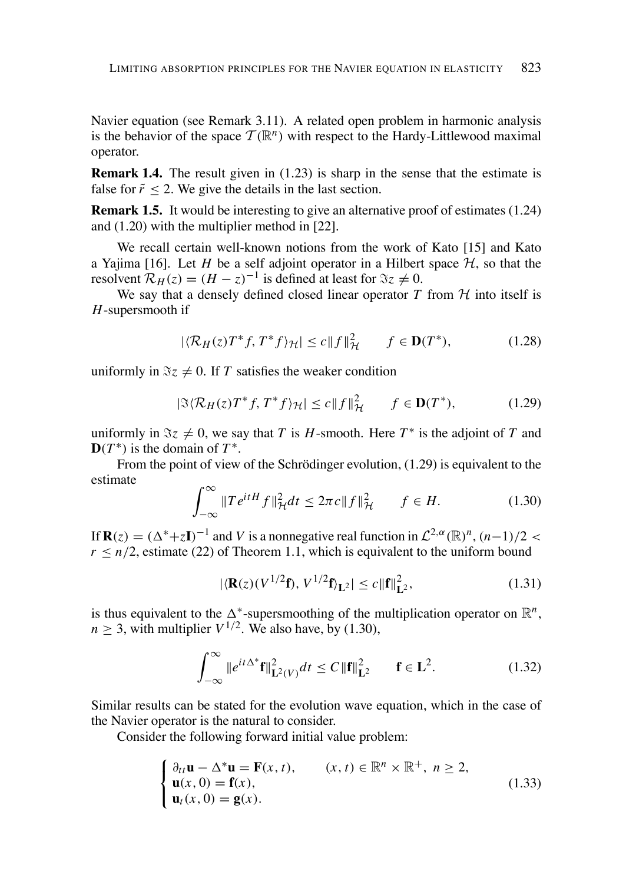Navier equation (see Remark 3.11). A related open problem in harmonic analysis is the behavior of the space $\mathcal{T}(\mathbb{R}^n)$ with respect to the Hardy-Littlewood maximal operator.

**Remark 1.4.** The result given in (1.23) is sharp in the sense that the estimate is false for $\tilde{r} \leq 2$. We give the details in the last section.

**Remark 1.5.** It would be interesting to give an alternative proof of estimates (1.24) and (1.20) with the multiplier method in [22].

We recall certain well-known notions from the work of Kato [15] and Kato a Yajima [16]. Let $H$ be a self adjoint operator in a Hilbert space $\mathcal{H}$, so that the resolvent $\mathcal{R}_H(z) = (H - z)^{-1}$ is defined at least for $\Im z \neq 0$.

We say that a densely defined closed linear operator $T$ from $\mathcal{H}$ into itself is $H$-supersmooth if

$$|\langle \mathcal{R}_H(z) T^* f, T^* f \rangle_{\mathcal{H}}| \leq c \|f\|_{\mathcal{H}}^2 \qquad f \in \mathbf{D}(T^*), \tag{1.28}$$

uniformly in $\Im z \neq 0$. If $T$ satisfies the weaker condition

$$|\Im \langle \mathcal{R}_H(z) T^* f, T^* f \rangle_{\mathcal{H}}| \leq c \|f\|_{\mathcal{H}}^2 \qquad f \in \mathbf{D}(T^*), \tag{1.29}$$

uniformly in $\Im z \neq 0$, we say that $T$ is $H$-smooth. Here $T^*$ is the adjoint of $T$ and $\mathbf{D}(T^*)$ is the domain of $T^*$.

From the point of view of the Schrödinger evolution, (1.29) is equivalent to the estimate

$$\int_{-\infty}^{\infty} \|T e^{itH} f\|_{\mathcal{H}}^2 dt \leq 2\pi c \|f\|_{\mathcal{H}}^2 \qquad f \in H. \tag{1.30}$$

If $\mathbf{R}(z) = (\Delta^* + z\mathbf{I})^{-1}$ and $V$ is a nonnegative real function in $\mathcal{L}^{2,\alpha}(\mathbb{R})^n$, $(n-1)/2 < r \leq n/2$, estimate (22) of Theorem 1.1, which is equivalent to the uniform bound

$$|\langle \mathbf{R}(z)(V^{1/2}\mathbf{f}), V^{1/2}\mathbf{f} \rangle_{\mathbf{L}^2}| \leq c \|\mathbf{f}\|_{\mathbf{L}^2}^2, \tag{1.31}$$

is thus equivalent to the $\Delta^*$-supersmoothing of the multiplication operator on $\mathbb{R}^n$, $n \geq 3$, with multiplier $V^{1/2}$. We also have, by (1.30),

$$\int_{-\infty}^{\infty} \|e^{it\Delta^*}\mathbf{f}\|_{\mathbf{L}^2(V)}^2 dt \leq C \|\mathbf{f}\|_{\mathbf{L}^2}^2 \qquad \mathbf{f} \in \mathbf{L}^2. \tag{1.32}$$

Similar results can be stated for the evolution wave equation, which in the case of the Navier operator is the natural to consider.

Consider the following forward initial value problem:

$$\begin{cases} \partial_{tt}\mathbf{u} - \Delta^*\mathbf{u} = \mathbf{F}(x,t), & (x,t) \in \mathbb{R}^n \times \mathbb{R}^+,\ n \geq 2, \\ \mathbf{u}(x,0) = \mathbf{f}(x), \\ \mathbf{u}_t(x,0) = \mathbf{g}(x). \end{cases} \tag{1.33}$$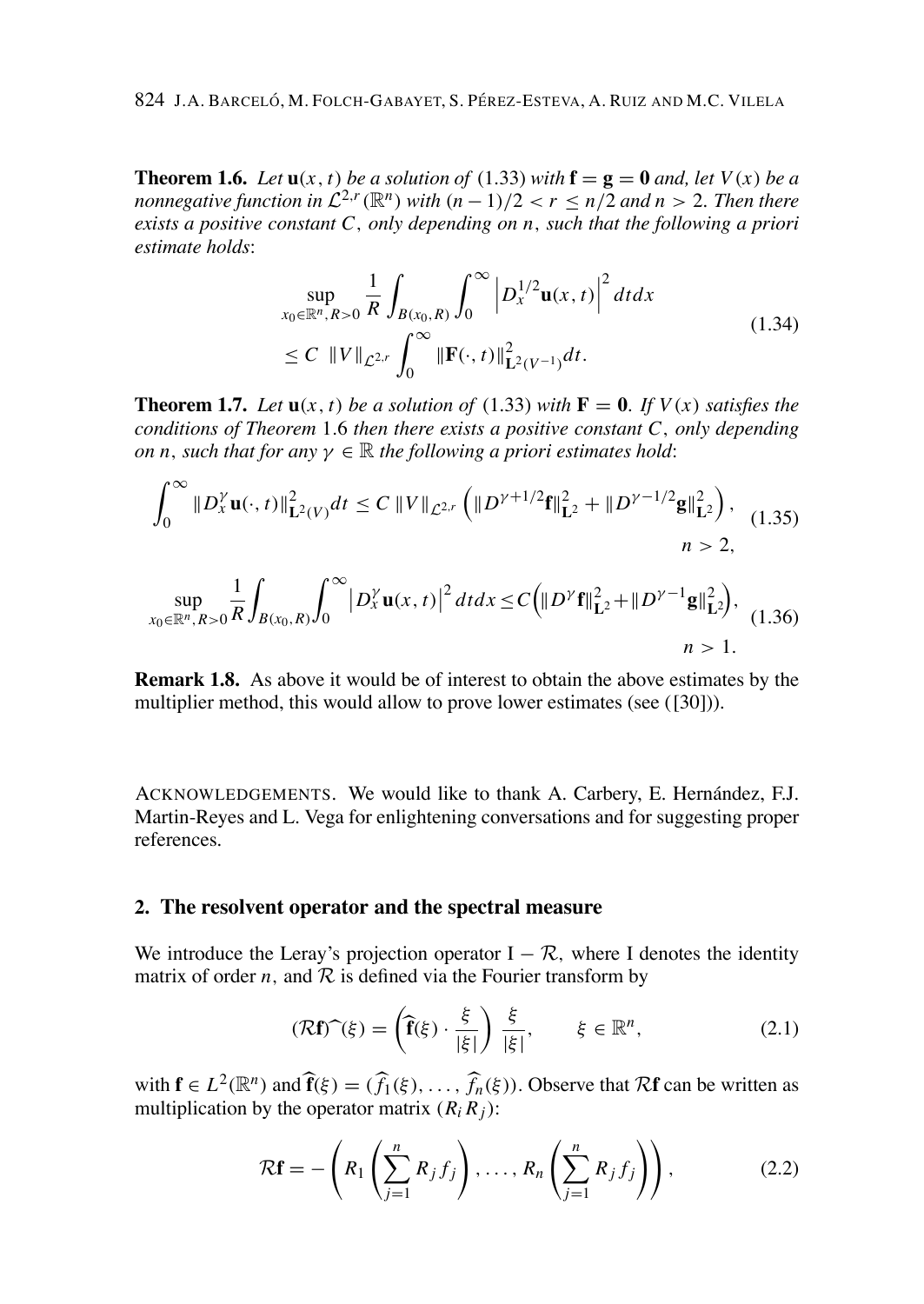**Theorem 1.6.** *Let $\mathbf{u}(x,t)$ be a solution of* (1.33) *with $\mathbf{f} = \mathbf{g} = \mathbf{0}$ and, let $V(x)$ be a nonnegative function in $\mathcal{L}^{2,r}(\mathbb{R}^n)$ with $(n-1)/2 < r \le n/2$ and $n > 2$. Then there exists a positive constant $C$, only depending on $n$, such that the following a priori estimate holds*:

$$
\begin{aligned}
&\sup_{x_0\in\mathbb{R}^n, R>0} \frac{1}{R}\int_{B(x_0,R)}\int_0^\infty \left|D_x^{1/2}\mathbf{u}(x,t)\right|^2 dt dx \\
&\le C\ \|V\|_{\mathcal{L}^{2,r}}\int_0^\infty \|\mathbf{F}(\cdot,t)\|^2_{\mathbf{L}^2(V^{-1})}dt.
\end{aligned}
\tag{1.34}
$$

**Theorem 1.7.** *Let $\mathbf{u}(x,t)$ be a solution of* (1.33) *with $\mathbf{F} = \mathbf{0}$. If $V(x)$ satisfies the conditions of Theorem* 1.6 *then there exists a positive constant $C$, only depending on $n$, such that for any $\gamma \in \mathbb{R}$ the following a priori estimates hold*:

$$
\int_0^\infty \|D_x^\gamma \mathbf{u}(\cdot,t)\|^2_{\mathbf{L}^2(V)}dt \le C\,\|V\|_{\mathcal{L}^{2,r}}\left(\|D^{\gamma+1/2}\mathbf{f}\|^2_{\mathbf{L}^2} + \|D^{\gamma-1/2}\mathbf{g}\|^2_{\mathbf{L}^2}\right), \quad n > 2,
\tag{1.35}
$$

$$
\sup_{x_0\in\mathbb{R}^n, R>0}\frac{1}{R}\int_{B(x_0,R)}\int_0^\infty \left|D_x^\gamma \mathbf{u}(x,t)\right|^2 dt dx \le C\left(\|D^\gamma\mathbf{f}\|^2_{\mathbf{L}^2} + \|D^{\gamma-1}\mathbf{g}\|^2_{\mathbf{L}^2}\right), \quad n > 1.
\tag{1.36}
$$

**Remark 1.8.** As above it would be of interest to obtain the above estimates by the multiplier method, this would allow to prove lower estimates (see ([30])).

ACKNOWLEDGEMENTS. We would like to thank A. Carbery, E. Hernández, F.J. Martin-Reyes and L. Vega for enlightening conversations and for suggesting proper references.

## 2. The resolvent operator and the spectral measure

We introduce the Leray's projection operator $\mathrm{I} - \mathcal{R}$, where I denotes the identity matrix of order $n$, and $\mathcal{R}$ is defined via the Fourier transform by

$$
(\mathcal{R}\mathbf{f})\widehat{\ }(\xi) = \left(\widehat{\mathbf{f}}(\xi)\cdot\frac{\xi}{|\xi|}\right)\frac{\xi}{|\xi|}, \qquad \xi \in \mathbb{R}^n,
\tag{2.1}
$$

with $\mathbf{f} \in L^2(\mathbb{R}^n)$ and $\widehat{\mathbf{f}}(\xi) = (\widehat{f_1}(\xi), \dots, \widehat{f_n}(\xi))$. Observe that $\mathcal{R}\mathbf{f}$ can be written as multiplication by the operator matrix $(R_iR_j)$:

$$
\mathcal{R}\mathbf{f} = -\left(R_1\left(\sum_{j=1}^n R_jf_j\right), \dots, R_n\left(\sum_{j=1}^n R_jf_j\right)\right),
\tag{2.2}
$$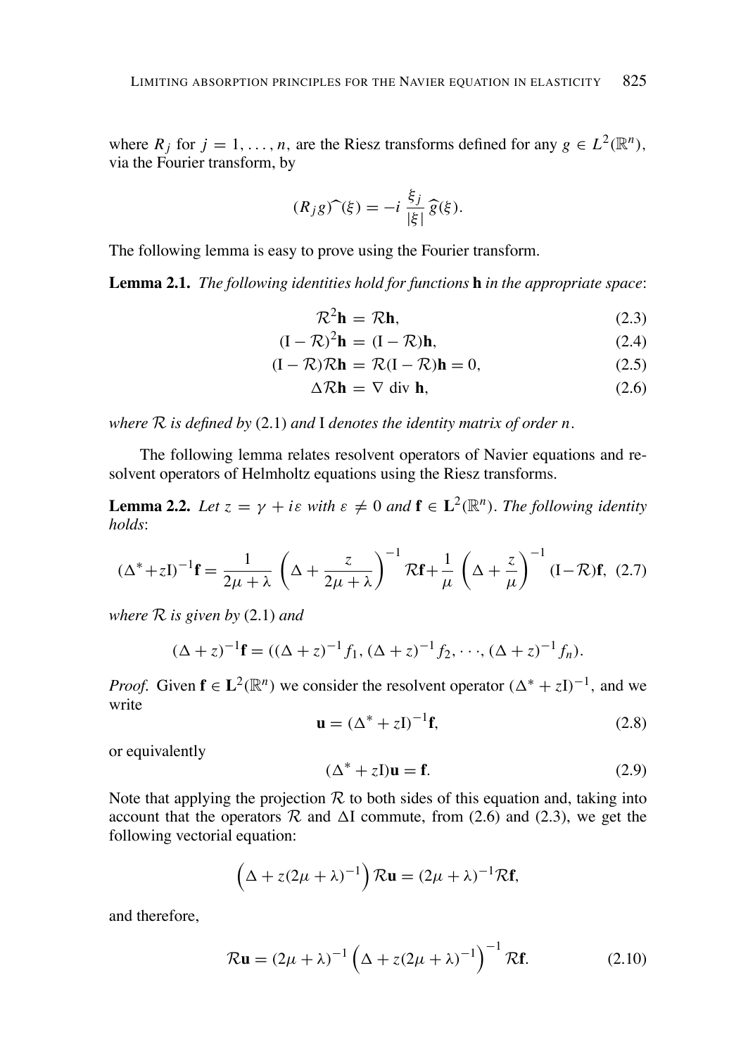where $R_j$ for $j = 1, \dots, n$, are the Riesz transforms defined for any $g \in L^2(\mathbb{R}^n)$, via the Fourier transform, by

$$(R_j g)\widehat{\ }(\xi) = -i \, \frac{\xi_j}{|\xi|} \, \widehat{g}(\xi).$$

The following lemma is easy to prove using the Fourier transform.

**Lemma 2.1.** *The following identities hold for functions* $\mathbf{h}$ *in the appropriate space*:

$$\mathcal{R}^2 \mathbf{h} = \mathcal{R}\mathbf{h}, \tag{2.3}$$

$$(\mathrm{I} - \mathcal{R})^2 \mathbf{h} = (\mathrm{I} - \mathcal{R})\mathbf{h}, \tag{2.4}$$

$$(\mathrm{I} - \mathcal{R})\mathcal{R}\mathbf{h} = \mathcal{R}(\mathrm{I} - \mathcal{R})\mathbf{h} = 0, \tag{2.5}$$

$$\Delta \mathcal{R}\mathbf{h} = \nabla \ \mathrm{div} \ \mathbf{h}, \tag{2.6}$$

*where* $\mathcal{R}$ *is defined by* (2.1) *and* I *denotes the identity matrix of order* $n$.

The following lemma relates resolvent operators of Navier equations and resolvent operators of Helmholtz equations using the Riesz transforms.

**Lemma 2.2.** *Let* $z = \gamma + i\varepsilon$ *with* $\varepsilon \neq 0$ *and* $\mathbf{f} \in \mathbf{L}^2(\mathbb{R}^n)$. *The following identity holds*:

$$(\Delta^* + z\mathrm{I})^{-1}\mathbf{f} = \frac{1}{2\mu + \lambda} \left( \Delta + \frac{z}{2\mu + \lambda} \right)^{-1} \mathcal{R}\mathbf{f} + \frac{1}{\mu} \left( \Delta + \frac{z}{\mu} \right)^{-1} (\mathrm{I} - \mathcal{R})\mathbf{f}, \tag{2.7}$$

*where* $\mathcal{R}$ *is given by* (2.1) *and*

$$(\Delta + z)^{-1}\mathbf{f} = ((\Delta + z)^{-1} f_1, (\Delta + z)^{-1} f_2, \cdots, (\Delta + z)^{-1} f_n).$$

*Proof.* Given $\mathbf{f} \in \mathbf{L}^2(\mathbb{R}^n)$ we consider the resolvent operator $(\Delta^* + z\mathrm{I})^{-1}$, and we write

$$\mathbf{u} = (\Delta^* + z\mathrm{I})^{-1}\mathbf{f}, \tag{2.8}$$

or equivalently

$$(\Delta^* + z\mathrm{I})\mathbf{u} = \mathbf{f}. \tag{2.9}$$

Note that applying the projection $\mathcal{R}$ to both sides of this equation and, taking into account that the operators $\mathcal{R}$ and $\Delta\mathrm{I}$ commute, from (2.6) and (2.3), we get the following vectorial equation:

$$\left( \Delta + z(2\mu + \lambda)^{-1} \right) \mathcal{R}\mathbf{u} = (2\mu + \lambda)^{-1} \mathcal{R}\mathbf{f},$$

and therefore,

$$\mathcal{R}\mathbf{u} = (2\mu + \lambda)^{-1} \left( \Delta + z(2\mu + \lambda)^{-1} \right)^{-1} \mathcal{R}\mathbf{f}. \tag{2.10}$$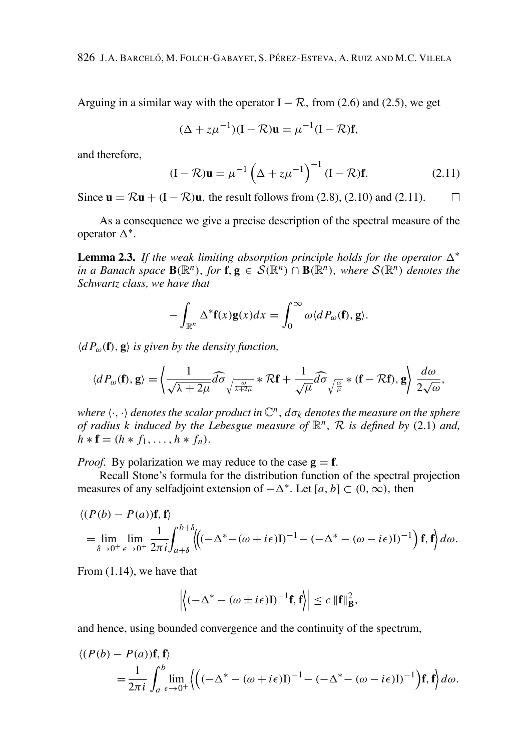Arguing in a similar way with the operator $\mathrm{I} - \mathcal{R}$, from (2.6) and (2.5), we get

$$(\Delta + z\mu^{-1})(\mathrm{I} - \mathcal{R})\mathbf{u} = \mu^{-1}(\mathrm{I} - \mathcal{R})\mathbf{f},$$

and therefore,

$$(\mathrm{I} - \mathcal{R})\mathbf{u} = \mu^{-1}\left(\Delta + z\mu^{-1}\right)^{-1}(\mathrm{I} - \mathcal{R})\mathbf{f}. \tag{2.11}$$

Since $\mathbf{u} = \mathcal{R}\mathbf{u} + (\mathrm{I} - \mathcal{R})\mathbf{u}$, the result follows from (2.8), (2.10) and (2.11). $\square$

As a consequence we give a precise description of the spectral measure of the operator $\Delta^*$.

**Lemma 2.3.** *If the weak limiting absorption principle holds for the operator $\Delta^*$ in a Banach space $\mathbf{B}(\mathbb{R}^n)$, for $\mathbf{f}, \mathbf{g} \in \mathcal{S}(\mathbb{R}^n) \cap \mathbf{B}(\mathbb{R}^n)$, where $\mathcal{S}(\mathbb{R}^n)$ denotes the Schwartz class, we have that*

$$-\int_{\mathbb{R}^n} \Delta^*\mathbf{f}(x)\mathbf{g}(x)dx = \int_0^\infty \omega \langle dP_\omega(\mathbf{f}), \mathbf{g}\rangle.$$

*$\langle dP_\omega(\mathbf{f}), \mathbf{g}\rangle$ is given by the density function,*

$$\langle dP_\omega(\mathbf{f}), \mathbf{g}\rangle = \left\langle \frac{1}{\sqrt{\lambda + 2\mu}} \widehat{d\sigma}_{\sqrt{\frac{\omega}{\lambda+2\mu}}} * \mathcal{R}\mathbf{f} + \frac{1}{\sqrt{\mu}} \widehat{d\sigma}_{\sqrt{\frac{\omega}{\mu}}} * (\mathbf{f} - \mathcal{R}\mathbf{f}), \mathbf{g}\right\rangle \frac{d\omega}{2\sqrt{\omega}},$$

*where $\langle \cdot, \cdot\rangle$ denotes the scalar product in $\mathbb{C}^n$, $d\sigma_k$ denotes the measure on the sphere of radius $k$ induced by the Lebesgue measure of $\mathbb{R}^n$, $\mathcal{R}$ is defined by (2.1) and, $h * \mathbf{f} = (h * f_1, \ldots, h * f_n)$.*

*Proof.* By polarization we may reduce to the case $\mathbf{g} = \mathbf{f}$.

Recall Stone's formula for the distribution function of the spectral projection measures of any selfadjoint extension of $-\Delta^*$. Let $[a, b] \subset (0, \infty)$, then

$$\begin{aligned}
&\langle (P(b) - P(a))\mathbf{f}, \mathbf{f}\rangle \\
&= \lim_{\delta\to 0^+} \lim_{\epsilon\to 0^+} \frac{1}{2\pi i} \int_{a+\delta}^{b+\delta} \left\langle \left( (-\Delta^* - (\omega + i\epsilon)\mathrm{I})^{-1} - (-\Delta^* - (\omega - i\epsilon)\mathrm{I})^{-1} \right) \mathbf{f}, \mathbf{f} \right\rangle d\omega.
\end{aligned}$$

From (1.14), we have that

$$\left| \left\langle (-\Delta^* - (\omega \pm i\epsilon)\mathrm{I})^{-1}\mathbf{f}, \mathbf{f} \right\rangle \right| \le c\, \|\mathbf{f}\|_{\mathbf{B}}^2,$$

and hence, using bounded convergence and the continuity of the spectrum,

$$\begin{aligned}
&\langle (P(b) - P(a))\mathbf{f}, \mathbf{f}\rangle \\
&\quad = \frac{1}{2\pi i} \int_a^b \lim_{\epsilon\to 0^+} \left\langle \left( (-\Delta^* - (\omega + i\epsilon)\mathrm{I})^{-1} - (-\Delta^* - (\omega - i\epsilon)\mathrm{I})^{-1} \right) \mathbf{f}, \mathbf{f} \right\rangle d\omega.
\end{aligned}$$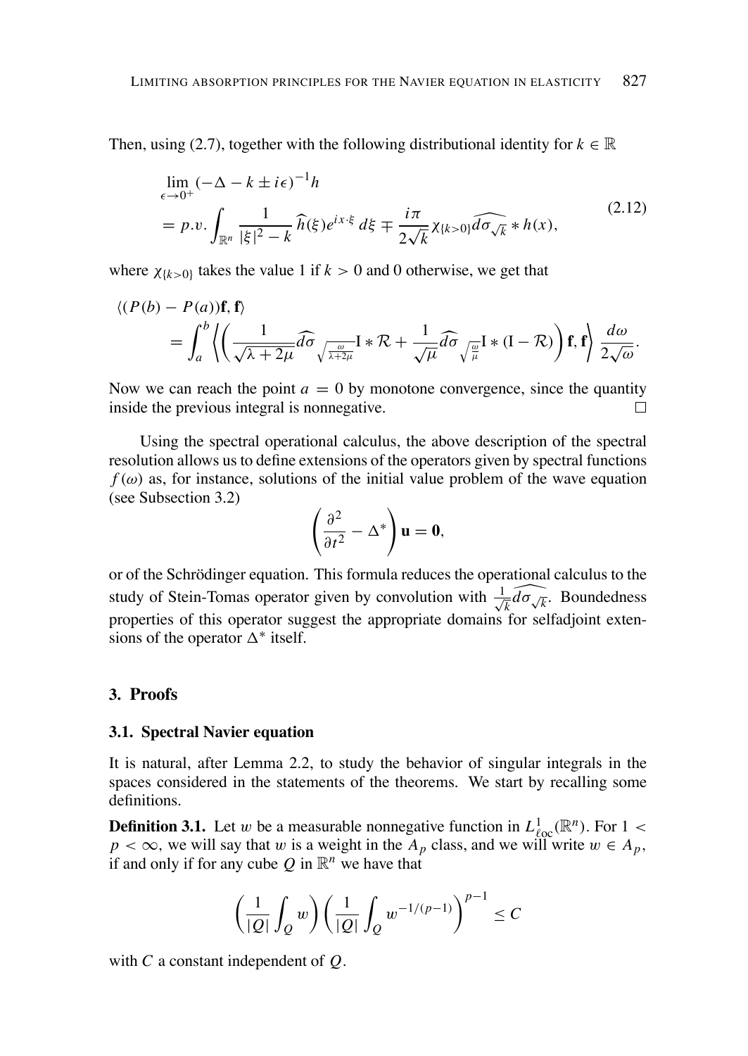Then, using (2.7), together with the following distributional identity for $k \in \mathbb{R}$

$$
\begin{aligned}
&\lim_{\epsilon \to 0^+} (-\Delta - k \pm i\epsilon)^{-1} h \\
&= p.v. \int_{\mathbb{R}^n} \frac{1}{|\xi|^2 - k} \widehat{h}(\xi) e^{ix\cdot\xi} \, d\xi \mp \frac{i\pi}{2\sqrt{k}} \chi_{\{k>0\}} \widehat{d\sigma_{\sqrt{k}}} * h(x),
\end{aligned}
\tag{2.12}
$$

where $\chi_{\{k>0\}}$ takes the value 1 if $k > 0$ and 0 otherwise, we get that

$$
\begin{aligned}
&\langle (P(b) - P(a))\mathbf{f}, \mathbf{f} \rangle \\
&\quad = \int_a^b \left\langle \left( \frac{1}{\sqrt{\lambda + 2\mu}} \widehat{d\sigma}_{\sqrt{\frac{\omega}{\lambda+2\mu}}} \mathrm{I} * \mathcal{R} + \frac{1}{\sqrt{\mu}} \widehat{d\sigma}_{\sqrt{\frac{\omega}{\mu}}} \mathrm{I} * (\mathrm{I} - \mathcal{R}) \right) \mathbf{f}, \mathbf{f} \right\rangle \frac{d\omega}{2\sqrt{\omega}}.
\end{aligned}
$$

Now we can reach the point $a = 0$ by monotone convergence, since the quantity inside the previous integral is nonnegative. □

Using the spectral operational calculus, the above description of the spectral resolution allows us to define extensions of the operators given by spectral functions $f(\omega)$ as, for instance, solutions of the initial value problem of the wave equation (see Subsection 3.2)

$$
\left( \frac{\partial^2}{\partial t^2} - \Delta^* \right) \mathbf{u} = \mathbf{0},
$$

or of the Schrödinger equation. This formula reduces the operational calculus to the study of Stein-Tomas operator given by convolution with $\frac{1}{\sqrt{k}} \widehat{d\sigma_{\sqrt{k}}}$. Boundedness properties of this operator suggest the appropriate domains for selfadjoint extensions of the operator $\Delta^*$ itself.

## 3. Proofs

### 3.1. Spectral Navier equation

It is natural, after Lemma 2.2, to study the behavior of singular integrals in the spaces considered in the statements of the theorems. We start by recalling some definitions.

**Definition 3.1.** Let $w$ be a measurable nonnegative function in $L^1_{\ell oc}(\mathbb{R}^n)$. For $1 < p < \infty$, we will say that $w$ is a weight in the $A_p$ class, and we will write $w \in A_p$, if and only if for any cube $Q$ in $\mathbb{R}^n$ we have that

$$
\left( \frac{1}{|Q|} \int_Q w \right) \left( \frac{1}{|Q|} \int_Q w^{-1/(p-1)} \right)^{p-1} \leq C
$$

with $C$ a constant independent of $Q$.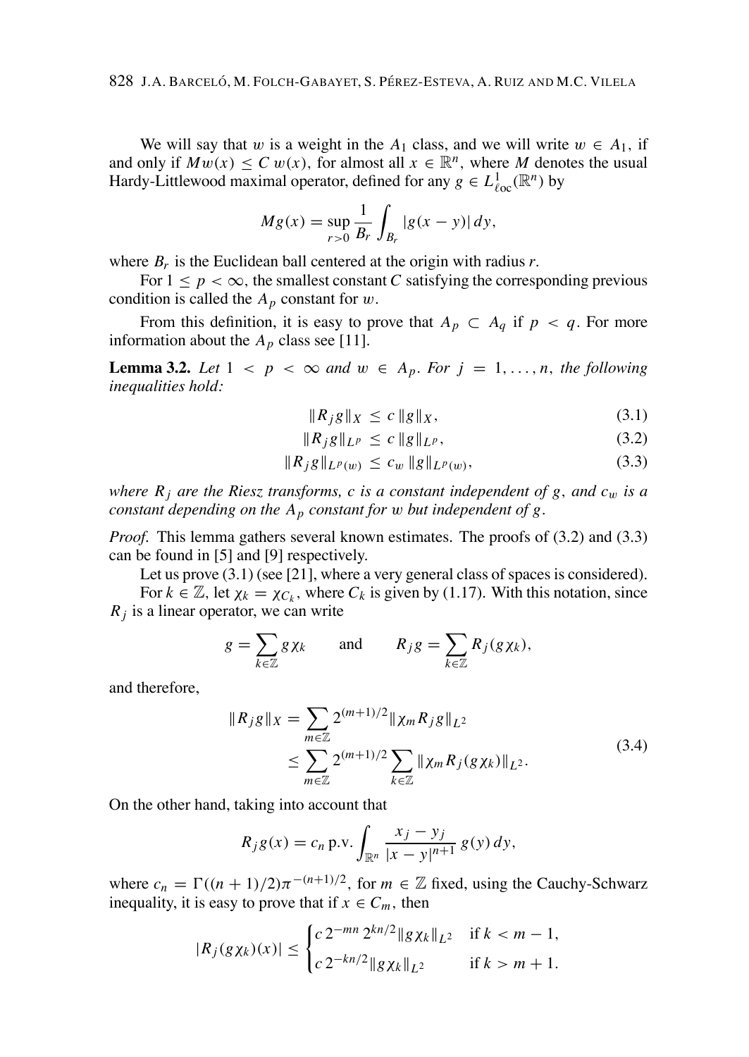We will say that $w$ is a weight in the $A_1$ class, and we will write $w \in A_1$, if and only if $Mw(x) \leq C\, w(x)$, for almost all $x \in \mathbb{R}^n$, where $M$ denotes the usual Hardy-Littlewood maximal operator, defined for any $g \in L^1_{\ell oc}(\mathbb{R}^n)$ by

$$Mg(x) = \sup_{r>0} \frac{1}{B_r} \int_{B_r} |g(x-y)|\, dy,$$

where $B_r$ is the Euclidean ball centered at the origin with radius $r$.

For $1 \leq p < \infty$, the smallest constant $C$ satisfying the corresponding previous condition is called the $A_p$ constant for $w$.

From this definition, it is easy to prove that $A_p \subset A_q$ if $p < q$. For more information about the $A_p$ class see [11].

**Lemma 3.2.** *Let $1 < p < \infty$ and $w \in A_p$. For $j = 1, \ldots, n$, the following inequalities hold:*

$$\|R_j g\|_X \leq c\, \|g\|_X, \tag{3.1}$$

$$\|R_j g\|_{L^p} \leq c\, \|g\|_{L^p}, \tag{3.2}$$

$$\|R_j g\|_{L^p(w)} \leq c_w\, \|g\|_{L^p(w)}, \tag{3.3}$$

*where $R_j$ are the Riesz transforms, $c$ is a constant independent of $g$, and $c_w$ is a constant depending on the $A_p$ constant for $w$ but independent of $g$.*

*Proof.* This lemma gathers several known estimates. The proofs of (3.2) and (3.3) can be found in [5] and [9] respectively.

Let us prove (3.1) (see [21], where a very general class of spaces is considered).

For $k \in \mathbb{Z}$, let $\chi_k = \chi_{C_k}$, where $C_k$ is given by (1.17). With this notation, since $R_j$ is a linear operator, we can write

$$g = \sum_{k \in \mathbb{Z}} g \chi_k \qquad \text{and} \qquad R_j g = \sum_{k \in \mathbb{Z}} R_j(g\chi_k),$$

and therefore,

$$\begin{aligned} \|R_j g\|_X &= \sum_{m \in \mathbb{Z}} 2^{(m+1)/2} \|\chi_m R_j g\|_{L^2} \\ &\leq \sum_{m \in \mathbb{Z}} 2^{(m+1)/2} \sum_{k \in \mathbb{Z}} \|\chi_m R_j(g\chi_k)\|_{L^2}. \end{aligned} \tag{3.4}$$

On the other hand, taking into account that

$$R_j g(x) = c_n \,\text{p.v.} \int_{\mathbb{R}^n} \frac{x_j - y_j}{|x-y|^{n+1}}\, g(y)\, dy,$$

where $c_n = \Gamma((n+1)/2)\pi^{-(n+1)/2}$, for $m \in \mathbb{Z}$ fixed, using the Cauchy-Schwarz inequality, it is easy to prove that if $x \in C_m$, then

$$|R_j(g\chi_k)(x)| \leq \begin{cases} c\, 2^{-mn}\, 2^{kn/2} \|g\chi_k\|_{L^2} & \text{if } k < m-1, \\ c\, 2^{-kn/2} \|g\chi_k\|_{L^2} & \text{if } k > m+1. \end{cases}$$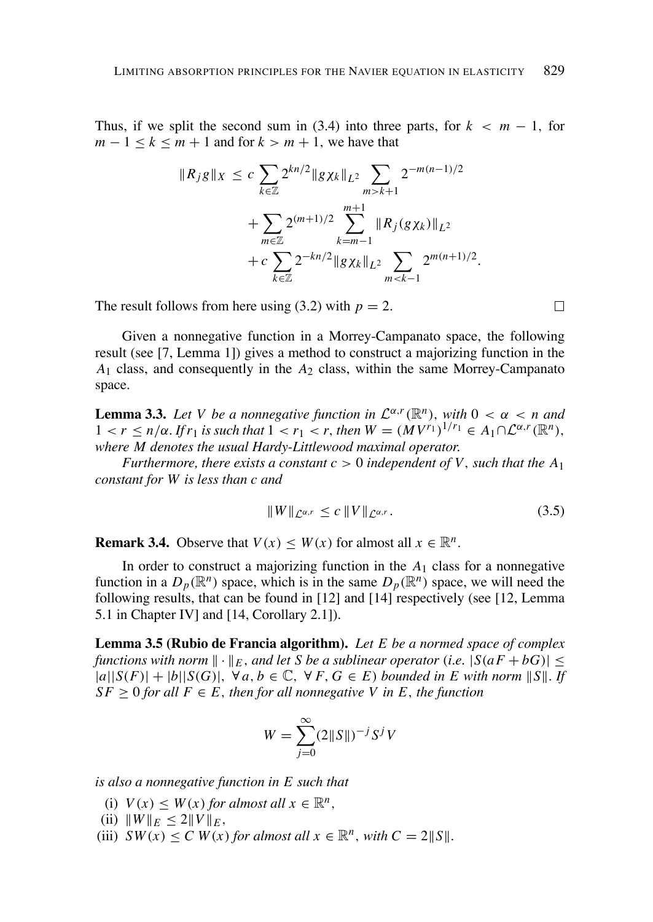Thus, if we split the second sum in (3.4) into three parts, for $k < m-1$, for $m-1 \le k \le m+1$ and for $k > m+1$, we have that

$$
\begin{aligned}
\|R_j g\|_X \le\ & c \sum_{k\in\mathbb{Z}} 2^{kn/2} \|g\chi_k\|_{L^2} \sum_{m>k+1} 2^{-m(n-1)/2} \\
& + \sum_{m\in\mathbb{Z}} 2^{(m+1)/2} \sum_{k=m-1}^{m+1} \|R_j(g\chi_k)\|_{L^2} \\
& + c \sum_{k\in\mathbb{Z}} 2^{-kn/2} \|g\chi_k\|_{L^2} \sum_{m<k-1} 2^{m(n+1)/2}.
\end{aligned}
$$

The result follows from here using (3.2) with $p = 2$. □

Given a nonnegative function in a Morrey-Campanato space, the following result (see [7, Lemma 1]) gives a method to construct a majorizing function in the $A_1$ class, and consequently in the $A_2$ class, within the same Morrey-Campanato space.

**Lemma 3.3.** *Let $V$ be a nonnegative function in $\mathcal{L}^{\alpha,r}(\mathbb{R}^n)$, with $0 < \alpha < n$ and $1 < r \le n/\alpha$. If $r_1$ is such that $1 < r_1 < r$, then $W = (MV^{r_1})^{1/r_1} \in A_1 \cap \mathcal{L}^{\alpha,r}(\mathbb{R}^n)$, where $M$ denotes the usual Hardy-Littlewood maximal operator.*

*Furthermore, there exists a constant $c > 0$ independent of $V$, such that the $A_1$ constant for $W$ is less than $c$ and*

$$
\|W\|_{\mathcal{L}^{\alpha,r}} \le c\, \|V\|_{\mathcal{L}^{\alpha,r}}. \tag{3.5}
$$

**Remark 3.4.** Observe that $V(x) \le W(x)$ for almost all $x \in \mathbb{R}^n$.

In order to construct a majorizing function in the $A_1$ class for a nonnegative function in a $D_p(\mathbb{R}^n)$ space, which is in the same $D_p(\mathbb{R}^n)$ space, we will need the following results, that can be found in [12] and [14] respectively (see [12, Lemma 5.1 in Chapter IV] and [14, Corollary 2.1]).

**Lemma 3.5 (Rubio de Francia algorithm).** *Let $E$ be a normed space of complex functions with norm $\|\cdot\|_E$, and let $S$ be a sublinear operator (i.e. $|S(aF + bG)| \le |a||S(F)| + |b||S(G)|$, $\forall\, a, b \in \mathbb{C}$, $\forall\, F, G \in E$) bounded in $E$ with norm $\|S\|$. If $SF \ge 0$ for all $F \in E$, then for all nonnegative $V$ in $E$, the function*

$$
W = \sum_{j=0}^{\infty} (2\|S\|)^{-j} S^j V
$$

*is also a nonnegative function in $E$ such that*

(i) *$V(x) \le W(x)$ for almost all $x \in \mathbb{R}^n$,*

(ii) *$\|W\|_E \le 2\|V\|_E$,*

(iii) *$SW(x) \le C\, W(x)$ for almost all $x \in \mathbb{R}^n$, with $C = 2\|S\|$.*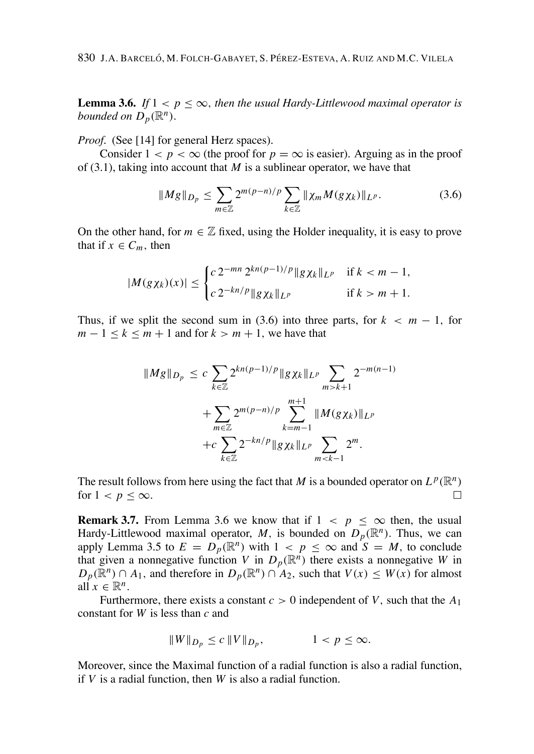**Lemma 3.6.** *If $1 < p \leq \infty$, then the usual Hardy-Littlewood maximal operator is bounded on $D_p(\mathbb{R}^n)$.*

*Proof.* (See [14] for general Herz spaces).

Consider $1 < p < \infty$ (the proof for $p = \infty$ is easier). Arguing as in the proof of (3.1), taking into account that $M$ is a sublinear operator, we have that

$$\|Mg\|_{D_p} \leq \sum_{m\in\mathbb{Z}} 2^{m(p-n)/p} \sum_{k\in\mathbb{Z}} \|\chi_m M(g\chi_k)\|_{L^p}. \tag{3.6}$$

On the other hand, for $m \in \mathbb{Z}$ fixed, using the Holder inequality, it is easy to prove that if $x \in C_m$, then

$$|M(g\chi_k)(x)| \leq \begin{cases} c\, 2^{-mn}\, 2^{kn(p-1)/p} \|g\chi_k\|_{L^p} & \text{if } k < m-1, \\ c\, 2^{-kn/p} \|g\chi_k\|_{L^p} & \text{if } k > m+1. \end{cases}$$

Thus, if we split the second sum in (3.6) into three parts, for $k < m-1$, for $m-1 \leq k \leq m+1$ and for $k > m+1$, we have that

$$\begin{aligned} \|Mg\|_{D_p} \leq\; & c \sum_{k\in\mathbb{Z}} 2^{kn(p-1)/p} \|g\chi_k\|_{L^p} \sum_{m>k+1} 2^{-m(n-1)} \\ & + \sum_{m\in\mathbb{Z}} 2^{m(p-n)/p} \sum_{k=m-1}^{m+1} \|M(g\chi_k)\|_{L^p} \\ & + c \sum_{k\in\mathbb{Z}} 2^{-kn/p} \|g\chi_k\|_{L^p} \sum_{m<k-1} 2^{m}. \end{aligned}$$

The result follows from here using the fact that $M$ is a bounded operator on $L^p(\mathbb{R}^n)$ for $1 < p \leq \infty$. $\square$

**Remark 3.7.** From Lemma 3.6 we know that if $1 < p \leq \infty$ then, the usual Hardy-Littlewood maximal operator, $M$, is bounded on $D_p(\mathbb{R}^n)$. Thus, we can apply Lemma 3.5 to $E = D_p(\mathbb{R}^n)$ with $1 < p \leq \infty$ and $S = M$, to conclude that given a nonnegative function $V$ in $D_p(\mathbb{R}^n)$ there exists a nonnegative $W$ in $D_p(\mathbb{R}^n) \cap A_1$, and therefore in $D_p(\mathbb{R}^n) \cap A_2$, such that $V(x) \leq W(x)$ for almost all $x \in \mathbb{R}^n$.

Furthermore, there exists a constant $c > 0$ independent of $V$, such that the $A_1$ constant for $W$ is less than $c$ and

$$\|W\|_{D_p} \leq c\, \|V\|_{D_p}, \qquad 1 < p \leq \infty.$$

Moreover, since the Maximal function of a radial function is also a radial function, if $V$ is a radial function, then $W$ is also a radial function.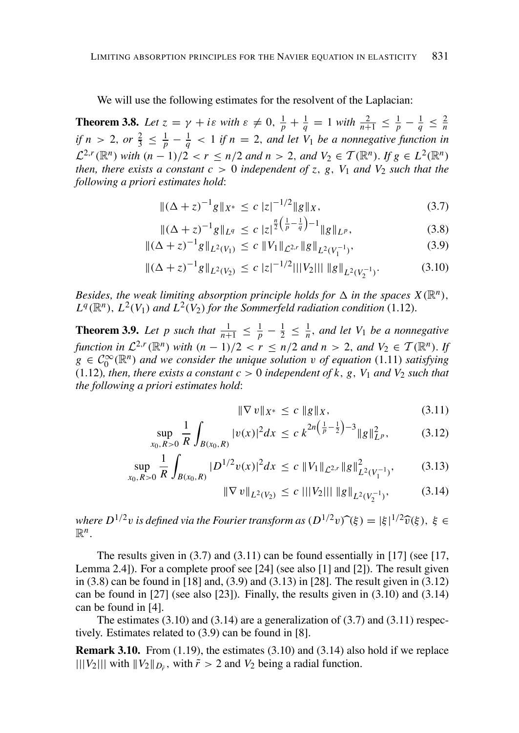We will use the following estimates for the resolvent of the Laplacian:

**Theorem 3.8.** *Let $z = \gamma + i\varepsilon$ with $\varepsilon \neq 0$, $\frac{1}{p} + \frac{1}{q} = 1$ with $\frac{2}{n+1} \leq \frac{1}{p} - \frac{1}{q} \leq \frac{2}{n}$ if $n > 2$, or $\frac{2}{3} \leq \frac{1}{p} - \frac{1}{q} < 1$ if $n = 2$, and let $V_1$ be a nonnegative function in $\mathcal{L}^{2,r}(\mathbb{R}^n)$ with $(n-1)/2 < r \leq n/2$ and $n > 2$, and $V_2 \in \mathcal{T}(\mathbb{R}^n)$. If $g \in L^2(\mathbb{R}^n)$ then, there exists a constant $c > 0$ independent of $z$, $g$, $V_1$ and $V_2$ such that the following a priori estimates hold*:

$$\|(\Delta + z)^{-1} g\|_{X^*} \leq c\, |z|^{-1/2} \|g\|_X, \tag{3.7}$$

$$\|(\Delta + z)^{-1} g\|_{L^q} \leq c\, |z|^{\frac{n}{2}\left(\frac{1}{p} - \frac{1}{q}\right) - 1} \|g\|_{L^p}, \tag{3.8}$$

$$\|(\Delta + z)^{-1} g\|_{L^2(V_1)} \leq c\, \|V_1\|_{\mathcal{L}^{2,r}} \|g\|_{L^2(V_1^{-1})}, \tag{3.9}$$

$$\|(\Delta + z)^{-1} g\|_{L^2(V_2)} \leq c\, |z|^{-1/2} |||V_2|||\, \|g\|_{L^2(V_2^{-1})}. \tag{3.10}$$

*Besides, the weak limiting absorption principle holds for $\Delta$ in the spaces $X(\mathbb{R}^n)$, $L^q(\mathbb{R}^n)$, $L^2(V_1)$ and $L^2(V_2)$ for the Sommerfeld radiation condition* (1.12).

**Theorem 3.9.** *Let $p$ such that $\frac{1}{n+1} \leq \frac{1}{p} - \frac{1}{2} \leq \frac{1}{n}$, and let $V_1$ be a nonnegative function in $\mathcal{L}^{2,r}(\mathbb{R}^n)$ with $(n-1)/2 < r \leq n/2$ and $n > 2$, and $V_2 \in \mathcal{T}(\mathbb{R}^n)$. If $g \in \mathcal{C}_0^\infty(\mathbb{R}^n)$ and we consider the unique solution $v$ of equation* (1.11) *satisfying* (1.12)*, then, there exists a constant $c > 0$ independent of $k$, $g$, $V_1$ and $V_2$ such that the following a priori estimates hold*:

$$\|\nabla v\|_{X^*} \leq c\, \|g\|_X, \tag{3.11}$$

$$\sup_{x_0, R>0} \frac{1}{R} \int_{B(x_0,R)} |v(x)|^2 dx \leq c\, k^{2n\left(\frac{1}{p} - \frac{1}{2}\right) - 3} \|g\|_{L^p}^2, \tag{3.12}$$

$$\sup_{x_0, R>0} \frac{1}{R} \int_{B(x_0,R)} |D^{1/2} v(x)|^2 dx \leq c\, \|V_1\|_{\mathcal{L}^{2,r}} \|g\|_{L^2(V_1^{-1})}^2, \tag{3.13}$$

$$\|\nabla v\|_{L^2(V_2)} \leq c\, |||V_2|||\, \|g\|_{L^2(V_2^{-1})}, \tag{3.14}$$

*where $D^{1/2} v$ is defined via the Fourier transform as $\widehat{(D^{1/2} v)}(\xi) = |\xi|^{1/2} \widehat{v}(\xi)$, $\xi \in \mathbb{R}^n$.*

The results given in (3.7) and (3.11) can be found essentially in [17] (see [17, Lemma 2.4]). For a complete proof see [24] (see also [1] and [2]). The result given in (3.8) can be found in [18] and, (3.9) and (3.13) in [28]. The result given in (3.12) can be found in [27] (see also [23]). Finally, the results given in (3.10) and (3.14) can be found in [4].

The estimates (3.10) and (3.14) are a generalization of (3.7) and (3.11) respectively. Estimates related to (3.9) can be found in [8].

**Remark 3.10.** From (1.19), the estimates (3.10) and (3.14) also hold if we replace $|||V_2|||$ with $\|V_2\|_{D_{\tilde{r}}}$, with $\tilde{r} > 2$ and $V_2$ being a radial function.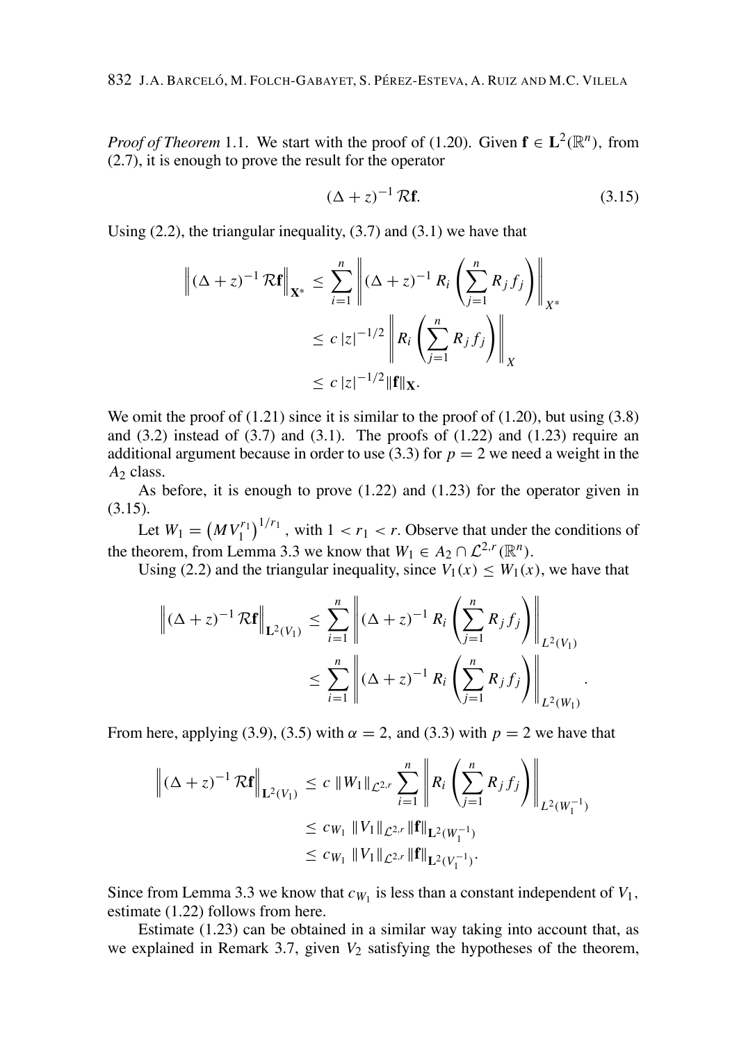*Proof of Theorem* 1.1. We start with the proof of (1.20). Given $\mathbf{f} \in \mathbf{L}^2(\mathbb{R}^n)$, from (2.7), it is enough to prove the result for the operator

$$(\Delta + z)^{-1} \mathcal{R}\mathbf{f}. \tag{3.15}$$

Using (2.2), the triangular inequality, (3.7) and (3.1) we have that

$$\begin{aligned}
\left\| (\Delta + z)^{-1} \mathcal{R}\mathbf{f} \right\|_{\mathbf{X}^*} &\leq \sum_{i=1}^{n} \left\| (\Delta + z)^{-1} R_i \left( \sum_{j=1}^{n} R_j f_j \right) \right\|_{X^*} \\
&\leq c\, |z|^{-1/2} \left\| R_i \left( \sum_{j=1}^{n} R_j f_j \right) \right\|_{X} \\
&\leq c\, |z|^{-1/2} \|\mathbf{f}\|_{\mathbf{X}}.
\end{aligned}$$

We omit the proof of (1.21) since it is similar to the proof of (1.20), but using (3.8) and (3.2) instead of (3.7) and (3.1). The proofs of (1.22) and (1.23) require an additional argument because in order to use (3.3) for $p = 2$ we need a weight in the $A_2$ class.

As before, it is enough to prove (1.22) and (1.23) for the operator given in (3.15).

Let $W_1 = \left( M V_1^{r_1} \right)^{1/r_1}$, with $1 < r_1 < r$. Observe that under the conditions of the theorem, from Lemma 3.3 we know that $W_1 \in A_2 \cap \mathcal{L}^{2,r}(\mathbb{R}^n)$.

Using (2.2) and the triangular inequality, since $V_1(x) \leq W_1(x)$, we have that

$$\begin{aligned}
\left\| (\Delta + z)^{-1} \mathcal{R}\mathbf{f} \right\|_{\mathbf{L}^2(V_1)} &\leq \sum_{i=1}^{n} \left\| (\Delta + z)^{-1} R_i \left( \sum_{j=1}^{n} R_j f_j \right) \right\|_{L^2(V_1)} \\
&\leq \sum_{i=1}^{n} \left\| (\Delta + z)^{-1} R_i \left( \sum_{j=1}^{n} R_j f_j \right) \right\|_{L^2(W_1)}.
\end{aligned}$$

From here, applying (3.9), (3.5) with $\alpha = 2$, and (3.3) with $p = 2$ we have that

$$\begin{aligned}
\left\| (\Delta + z)^{-1} \mathcal{R}\mathbf{f} \right\|_{\mathbf{L}^2(V_1)} &\leq c\, \|W_1\|_{\mathcal{L}^{2,r}} \sum_{i=1}^{n} \left\| R_i \left( \sum_{j=1}^{n} R_j f_j \right) \right\|_{L^2(W_1^{-1})} \\
&\leq c_{W_1}\, \|V_1\|_{\mathcal{L}^{2,r}} \|\mathbf{f}\|_{\mathbf{L}^2(W_1^{-1})} \\
&\leq c_{W_1}\, \|V_1\|_{\mathcal{L}^{2,r}} \|\mathbf{f}\|_{\mathbf{L}^2(V_1^{-1})}.
\end{aligned}$$

Since from Lemma 3.3 we know that $c_{W_1}$ is less than a constant independent of $V_1$, estimate (1.22) follows from here.

Estimate (1.23) can be obtained in a similar way taking into account that, as we explained in Remark 3.7, given $V_2$ satisfying the hypotheses of the theorem,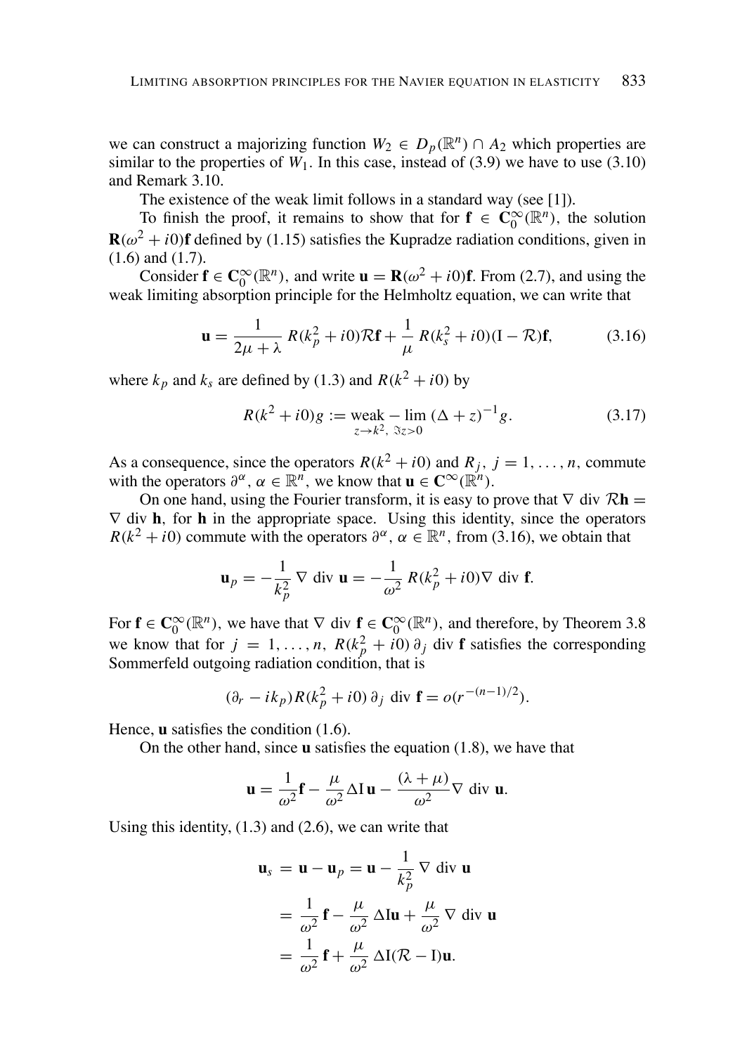we can construct a majorizing function $W_2 \in D_p(\mathbb{R}^n) \cap A_2$ which properties are similar to the properties of $W_1$. In this case, instead of (3.9) we have to use (3.10) and Remark 3.10.

The existence of the weak limit follows in a standard way (see [1]).

To finish the proof, it remains to show that for $\mathbf{f} \in \mathbf{C}_0^\infty(\mathbb{R}^n)$, the solution $\mathbf{R}(\omega^2 + i0)\mathbf{f}$ defined by (1.15) satisfies the Kupradze radiation conditions, given in (1.6) and (1.7).

Consider $\mathbf{f} \in \mathbf{C}_0^\infty(\mathbb{R}^n)$, and write $\mathbf{u} = \mathbf{R}(\omega^2 + i0)\mathbf{f}$. From (2.7), and using the weak limiting absorption principle for the Helmholtz equation, we can write that

$$\mathbf{u} = \frac{1}{2\mu + \lambda} R(k_p^2 + i0)\mathcal{R}\mathbf{f} + \frac{1}{\mu} R(k_s^2 + i0)(\mathrm{I} - \mathcal{R})\mathbf{f}, \tag{3.16}$$

where $k_p$ and $k_s$ are defined by (1.3) and $R(k^2 + i0)$ by

$$R(k^2 + i0)g := \underset{z \to k^2,\ \Im z > 0}{\text{weak} - \lim} (\Delta + z)^{-1} g. \tag{3.17}$$

As a consequence, since the operators $R(k^2 + i0)$ and $R_j$, $j = 1, \ldots, n$, commute with the operators $\partial^\alpha$, $\alpha \in \mathbb{R}^n$, we know that $\mathbf{u} \in \mathbf{C}^\infty(\mathbb{R}^n)$.

On one hand, using the Fourier transform, it is easy to prove that $\nabla$ div $\mathcal{R}\mathbf{h} = \nabla$ div $\mathbf{h}$, for $\mathbf{h}$ in the appropriate space. Using this identity, since the operators $R(k^2 + i0)$ commute with the operators $\partial^\alpha$, $\alpha \in \mathbb{R}^n$, from (3.16), we obtain that

$$\mathbf{u}_p = -\frac{1}{k_p^2} \nabla \text{ div } \mathbf{u} = -\frac{1}{\omega^2} R(k_p^2 + i0)\nabla \text{ div } \mathbf{f}.$$

For $\mathbf{f} \in \mathbf{C}_0^\infty(\mathbb{R}^n)$, we have that $\nabla$ div $\mathbf{f} \in \mathbf{C}_0^\infty(\mathbb{R}^n)$, and therefore, by Theorem 3.8 we know that for $j = 1, \ldots, n$, $R(k_p^2 + i0)\, \partial_j$ div $\mathbf{f}$ satisfies the corresponding Sommerfeld outgoing radiation condition, that is

$$(\partial_r - ik_p)R(k_p^2 + i0)\, \partial_j \text{ div } \mathbf{f} = o(r^{-(n-1)/2}).$$

Hence, $\mathbf{u}$ satisfies the condition (1.6).

On the other hand, since $\mathbf{u}$ satisfies the equation (1.8), we have that

$$\mathbf{u} = \frac{1}{\omega^2}\mathbf{f} - \frac{\mu}{\omega^2}\Delta \mathrm{I}\, \mathbf{u} - \frac{(\lambda + \mu)}{\omega^2}\nabla \text{ div } \mathbf{u}.$$

Using this identity, (1.3) and (2.6), we can write that

$$\begin{aligned}
\mathbf{u}_s &= \mathbf{u} - \mathbf{u}_p = \mathbf{u} - \frac{1}{k_p^2} \nabla \text{ div } \mathbf{u} \\
&= \frac{1}{\omega^2}\mathbf{f} - \frac{\mu}{\omega^2}\Delta \mathrm{I}\mathbf{u} + \frac{\mu}{\omega^2} \nabla \text{ div } \mathbf{u} \\
&= \frac{1}{\omega^2}\mathbf{f} + \frac{\mu}{\omega^2}\Delta \mathrm{I}(\mathcal{R} - \mathrm{I})\mathbf{u}.
\end{aligned}$$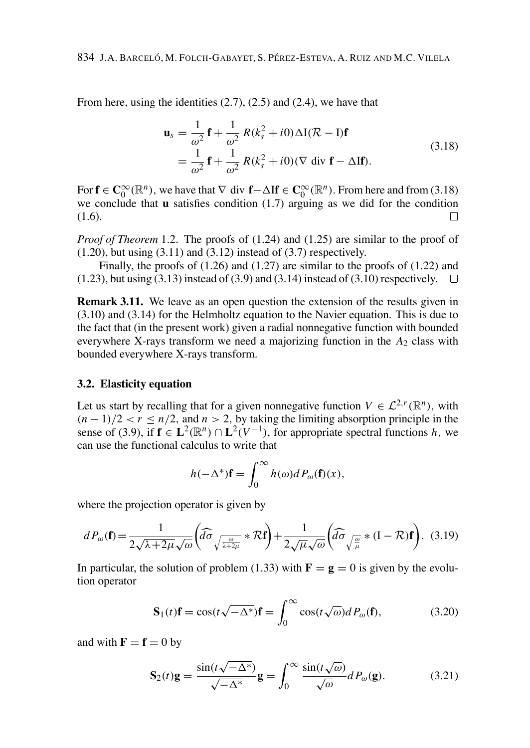From here, using the identities (2.7), (2.5) and (2.4), we have that

$$
\begin{aligned}
\mathbf{u}_s &= \frac{1}{\omega^2}\,\mathbf{f} + \frac{1}{\omega^2}\,R(k_s^2 + i0)\Delta \mathrm{I}(\mathcal{R} - \mathrm{I})\mathbf{f} \\
&= \frac{1}{\omega^2}\,\mathbf{f} + \frac{1}{\omega^2}\,R(k_s^2 + i0)(\nabla \text{ div } \mathbf{f} - \Delta \mathrm{I}\mathbf{f}).
\end{aligned}
\tag{3.18}
$$

For $\mathbf{f} \in \mathbf{C}_0^\infty(\mathbb{R}^n)$, we have that $\nabla$ div $\mathbf{f} - \Delta \mathrm{I}\mathbf{f} \in \mathbf{C}_0^\infty(\mathbb{R}^n)$. From here and from (3.18) we conclude that $\mathbf{u}$ satisfies condition (1.7) arguing as we did for the condition (1.6). □

*Proof of Theorem* 1.2. The proofs of (1.24) and (1.25) are similar to the proof of (1.20), but using (3.11) and (3.12) instead of (3.7) respectively.

Finally, the proofs of (1.26) and (1.27) are similar to the proofs of (1.22) and (1.23), but using (3.13) instead of (3.9) and (3.14) instead of (3.10) respectively. □

**Remark 3.11.** We leave as an open question the extension of the results given in (3.10) and (3.14) for the Helmholtz equation to the Navier equation. This is due to the fact that (in the present work) given a radial nonnegative function with bounded everywhere X-rays transform we need a majorizing function in the $A_2$ class with bounded everywhere X-rays transform.

### 3.2. Elasticity equation

Let us start by recalling that for a given nonnegative function $V \in \mathcal{L}^{2,r}(\mathbb{R}^n)$, with $(n-1)/2 < r \le n/2$, and $n > 2$, by taking the limiting absorption principle in the sense of (3.9), if $\mathbf{f} \in \mathbf{L}^2(\mathbb{R}^n) \cap \mathbf{L}^2(V^{-1})$, for appropriate spectral functions $h$, we can use the functional calculus to write that

$$
h(-\Delta^*)\mathbf{f} = \int_0^\infty h(\omega)dP_\omega(\mathbf{f})(x),
$$

where the projection operator is given by

$$
dP_\omega(\mathbf{f}) = \frac{1}{2\sqrt{\lambda+2\mu}\sqrt{\omega}}\left(\widehat{d\sigma}_{\sqrt{\frac{\omega}{\lambda+2\mu}}} * \mathcal{R}\mathbf{f}\right) + \frac{1}{2\sqrt{\mu}\sqrt{\omega}}\left(\widehat{d\sigma}_{\sqrt{\frac{\omega}{\mu}}} * (\mathrm{I} - \mathcal{R})\mathbf{f}\right). \tag{3.19}
$$

In particular, the solution of problem (1.33) with $\mathbf{F} = \mathbf{g} = 0$ is given by the evolution operator

$$
\mathbf{S}_1(t)\mathbf{f} = \cos(t\sqrt{-\Delta^*})\mathbf{f} = \int_0^\infty \cos(t\sqrt{\omega})dP_\omega(\mathbf{f}), \tag{3.20}
$$

and with $\mathbf{F} = \mathbf{f} = 0$ by

$$
\mathbf{S}_2(t)\mathbf{g} = \frac{\sin(t\sqrt{-\Delta^*})}{\sqrt{-\Delta^*}}\mathbf{g} = \int_0^\infty \frac{\sin(t\sqrt{\omega})}{\sqrt{\omega}}dP_\omega(\mathbf{g}). \tag{3.21}
$$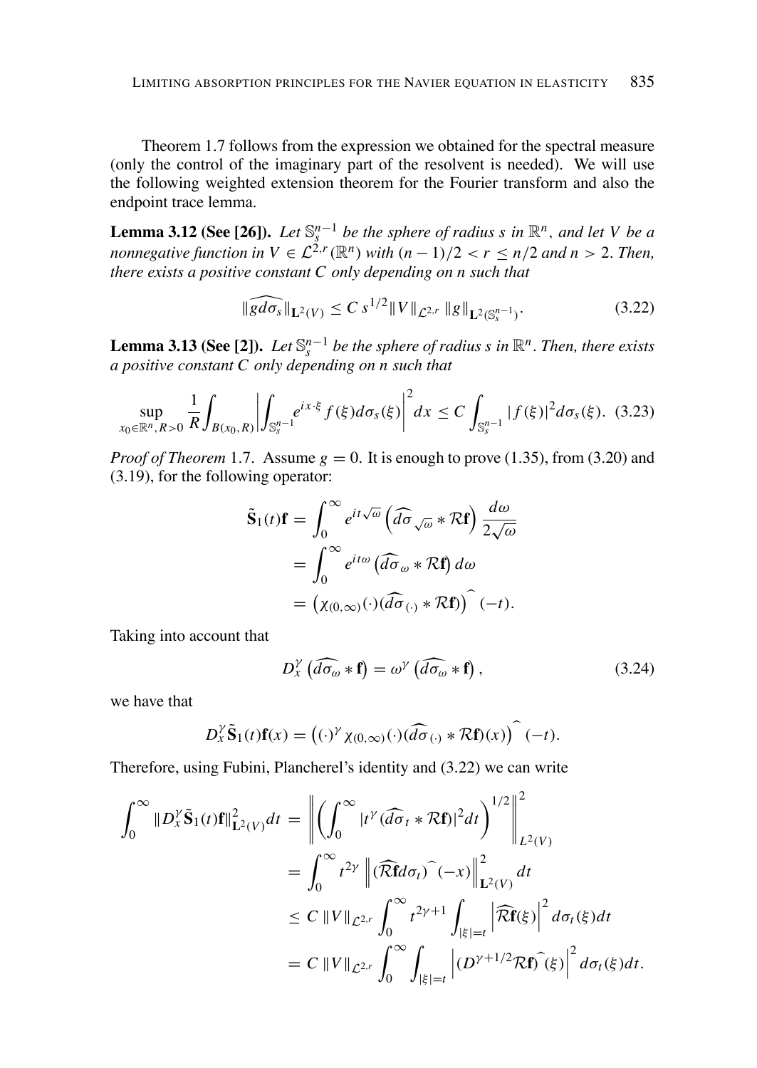Theorem 1.7 follows from the expression we obtained for the spectral measure (only the control of the imaginary part of the resolvent is needed). We will use the following weighted extension theorem for the Fourier transform and also the endpoint trace lemma.

**Lemma 3.12 (See [26]).** *Let $\mathbb{S}_s^{n-1}$ be the sphere of radius $s$ in $\mathbb{R}^n$, and let $V$ be a nonnegative function in $V \in \mathcal{L}^{2,r}(\mathbb{R}^n)$ with $(n-1)/2 < r \leq n/2$ and $n > 2$. Then, there exists a positive constant $C$ only depending on $n$ such that*

$$\|\widehat{g d\sigma_s}\|_{\mathbf{L}^2(V)} \leq C\, s^{1/2} \|V\|_{\mathcal{L}^{2,r}} \|g\|_{\mathbf{L}^2(\mathbb{S}_s^{n-1})}. \tag{3.22}$$

**Lemma 3.13 (See [2]).** *Let $\mathbb{S}_s^{n-1}$ be the sphere of radius $s$ in $\mathbb{R}^n$. Then, there exists a positive constant $C$ only depending on $n$ such that*

$$\sup_{x_0 \in \mathbb{R}^n, R>0} \frac{1}{R} \int_{B(x_0,R)} \left| \int_{\mathbb{S}_s^{n-1}} e^{ix\cdot\xi} f(\xi) d\sigma_s(\xi) \right|^2 dx \leq C \int_{\mathbb{S}_s^{n-1}} |f(\xi)|^2 d\sigma_s(\xi). \tag{3.23}$$

*Proof of Theorem* 1.7. Assume $g = 0$. It is enough to prove (1.35), from (3.20) and (3.19), for the following operator:

$$\begin{aligned}
\tilde{\mathbf{S}}_1(t)\mathbf{f} &= \int_0^\infty e^{it\sqrt{\omega}} \left( \widehat{d\sigma}_{\sqrt{\omega}} * \mathcal{R}\mathbf{f} \right) \frac{d\omega}{2\sqrt{\omega}} \\
&= \int_0^\infty e^{it\omega} \left( \widehat{d\sigma}_\omega * \mathcal{R}\mathbf{f} \right) d\omega \\
&= \left( \chi_{(0,\infty)}(\cdot)(\widehat{d\sigma}_{(\cdot)} * \mathcal{R}\mathbf{f}) \right)^{\widehat{}}(-t).
\end{aligned}$$

Taking into account that

$$D_x^\gamma \left( \widehat{d\sigma_\omega} * \mathbf{f} \right) = \omega^\gamma \left( \widehat{d\sigma_\omega} * \mathbf{f} \right), \tag{3.24}$$

we have that

$$D_x^\gamma \tilde{\mathbf{S}}_1(t)\mathbf{f}(x) = \left( (\cdot)^\gamma \chi_{(0,\infty)}(\cdot)(\widehat{d\sigma}_{(\cdot)} * \mathcal{R}\mathbf{f})(x) \right)^{\widehat{}}(-t).$$

Therefore, using Fubini, Plancherel's identity and (3.22) we can write

$$\begin{aligned}
\int_0^\infty \|D_x^\gamma \tilde{\mathbf{S}}_1(t)\mathbf{f}\|_{\mathbf{L}^2(V)}^2 dt &= \left\| \left( \int_0^\infty |t^\gamma (\widehat{d\sigma}_t * \mathcal{R}\mathbf{f})|^2 dt \right)^{1/2} \right\|_{L^2(V)}^2 \\
&= \int_0^\infty t^{2\gamma} \left\| (\widehat{\mathcal{R}\mathbf{f}} d\sigma_t)^{\widehat{}}(-x) \right\|_{\mathbf{L}^2(V)}^2 dt \\
&\leq C \|V\|_{\mathcal{L}^{2,r}} \int_0^\infty t^{2\gamma+1} \int_{|\xi|=t} \left| \widehat{\mathcal{R}\mathbf{f}}(\xi) \right|^2 d\sigma_t(\xi) dt \\
&= C \|V\|_{\mathcal{L}^{2,r}} \int_0^\infty \int_{|\xi|=t} \left| (D^{\gamma+1/2}\mathcal{R}\mathbf{f})^{\widehat{}}(\xi) \right|^2 d\sigma_t(\xi) dt.
\end{aligned}$$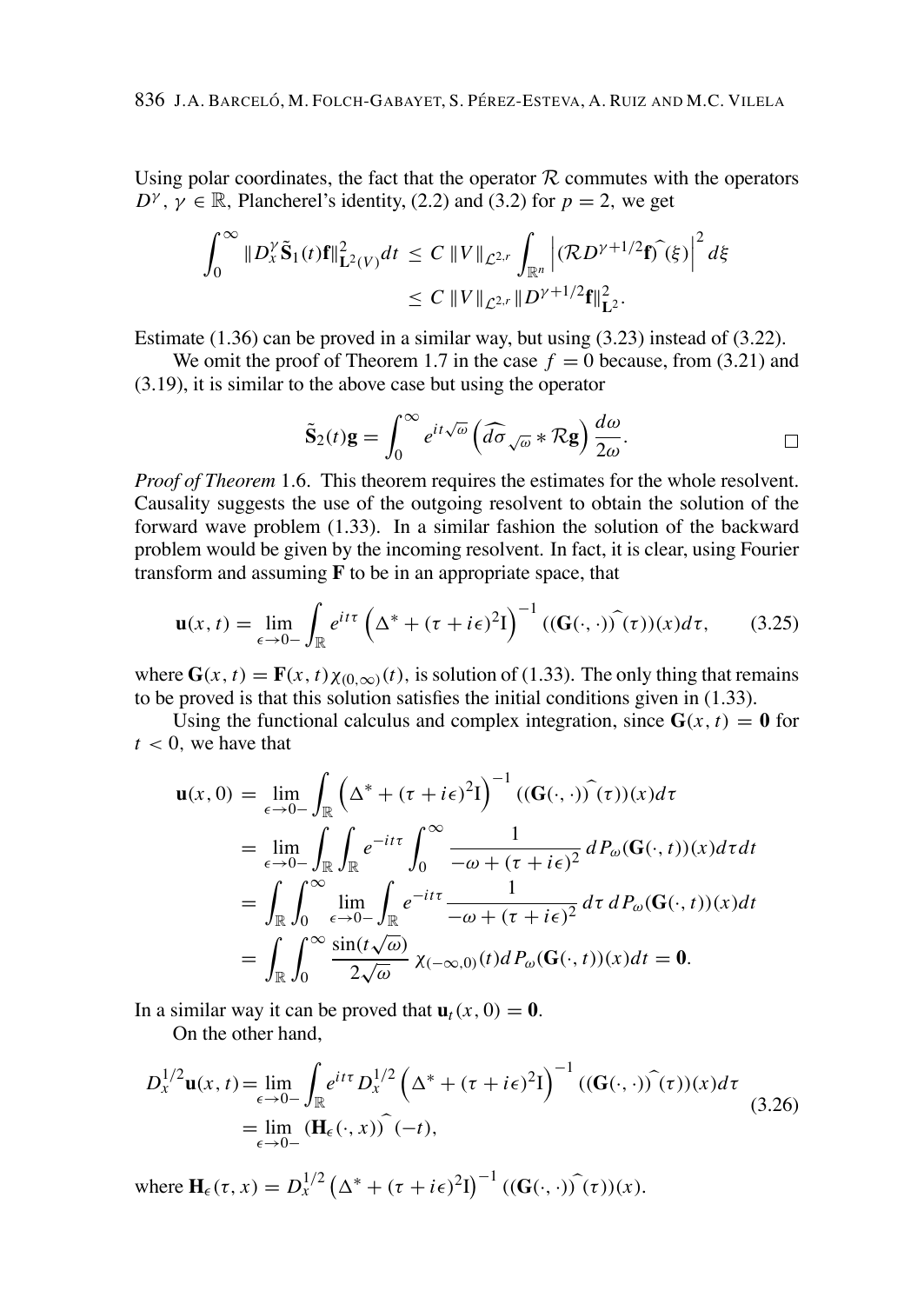Using polar coordinates, the fact that the operator $\mathcal{R}$ commutes with the operators $D^\gamma$, $\gamma \in \mathbb{R}$, Plancherel's identity, (2.2) and (3.2) for $p = 2$, we get

$$\int_0^\infty \|D_x^\gamma \tilde{\mathbf{S}}_1(t)\mathbf{f}\|^2_{\mathbf{L}^2(V)} dt \leq C\, \|V\|_{\mathcal{L}^{2,r}} \int_{\mathbb{R}^n} \left| (\mathcal{R}D^{\gamma+1/2}\mathbf{f})\widehat{\ }(\xi)\right|^2 d\xi$$
$$\leq C\, \|V\|_{\mathcal{L}^{2,r}} \|D^{\gamma+1/2}\mathbf{f}\|^2_{\mathbf{L}^2}.$$

Estimate (1.36) can be proved in a similar way, but using (3.23) instead of (3.22).

We omit the proof of Theorem 1.7 in the case $f = 0$ because, from (3.21) and (3.19), it is similar to the above case but using the operator

$$\tilde{\mathbf{S}}_2(t)\mathbf{g} = \int_0^\infty e^{it\sqrt{\omega}} \left(\widehat{d\sigma}_{\sqrt{\omega}} * \mathcal{R}\mathbf{g}\right) \frac{d\omega}{2\omega}. \qquad \square$$

*Proof of Theorem* 1.6. This theorem requires the estimates for the whole resolvent. Causality suggests the use of the outgoing resolvent to obtain the solution of the forward wave problem (1.33). In a similar fashion the solution of the backward problem would be given by the incoming resolvent. In fact, it is clear, using Fourier transform and assuming $\mathbf{F}$ to be in an appropriate space, that

$$\mathbf{u}(x,t) = \lim_{\epsilon \to 0-} \int_{\mathbb{R}} e^{it\tau} \left(\Delta^* + (\tau + i\epsilon)^2 \mathrm{I}\right)^{-1} ((\mathbf{G}(\cdot,\cdot))\widehat{\ }(\tau))(x) d\tau, \tag{3.25}$$

where $\mathbf{G}(x,t) = \mathbf{F}(x,t)\chi_{(0,\infty)}(t)$, is solution of (1.33). The only thing that remains to be proved is that this solution satisfies the initial conditions given in (1.33).

Using the functional calculus and complex integration, since $\mathbf{G}(x,t) = \mathbf{0}$ for $t < 0$, we have that

$$\begin{aligned}
\mathbf{u}(x,0) &= \lim_{\epsilon \to 0-} \int_{\mathbb{R}} \left(\Delta^* + (\tau + i\epsilon)^2 \mathrm{I}\right)^{-1} ((\mathbf{G}(\cdot,\cdot))\widehat{\ }(\tau))(x) d\tau \\
&= \lim_{\epsilon \to 0-} \int_{\mathbb{R}} \int_{\mathbb{R}} e^{-it\tau} \int_0^\infty \frac{1}{-\omega + (\tau + i\epsilon)^2}\, dP_\omega(\mathbf{G}(\cdot,t))(x) d\tau dt \\
&= \int_{\mathbb{R}} \int_0^\infty \lim_{\epsilon \to 0-} \int_{\mathbb{R}} e^{-it\tau} \frac{1}{-\omega + (\tau + i\epsilon)^2}\, d\tau\, dP_\omega(\mathbf{G}(\cdot,t))(x) dt \\
&= \int_{\mathbb{R}} \int_0^\infty \frac{\sin(t\sqrt{\omega})}{2\sqrt{\omega}}\, \chi_{(-\infty,0)}(t) dP_\omega(\mathbf{G}(\cdot,t))(x) dt = \mathbf{0}.
\end{aligned}$$

In a similar way it can be proved that $\mathbf{u}_t(x,0) = \mathbf{0}$.

On the other hand,

$$\begin{aligned}
D_x^{1/2}\mathbf{u}(x,t) &= \lim_{\epsilon \to 0-} \int_{\mathbb{R}} e^{it\tau} D_x^{1/2} \left(\Delta^* + (\tau + i\epsilon)^2 \mathrm{I}\right)^{-1} ((\mathbf{G}(\cdot,\cdot))\widehat{\ }(\tau))(x) d\tau \\
&= \lim_{\epsilon \to 0-} (\mathbf{H}_\epsilon(\cdot,x))\widehat{\ }(-t),
\end{aligned} \tag{3.26}$$

where $\mathbf{H}_\epsilon(\tau,x) = D_x^{1/2}\left(\Delta^* + (\tau + i\epsilon)^2 \mathrm{I}\right)^{-1} ((\mathbf{G}(\cdot,\cdot))\widehat{\ }(\tau))(x)$.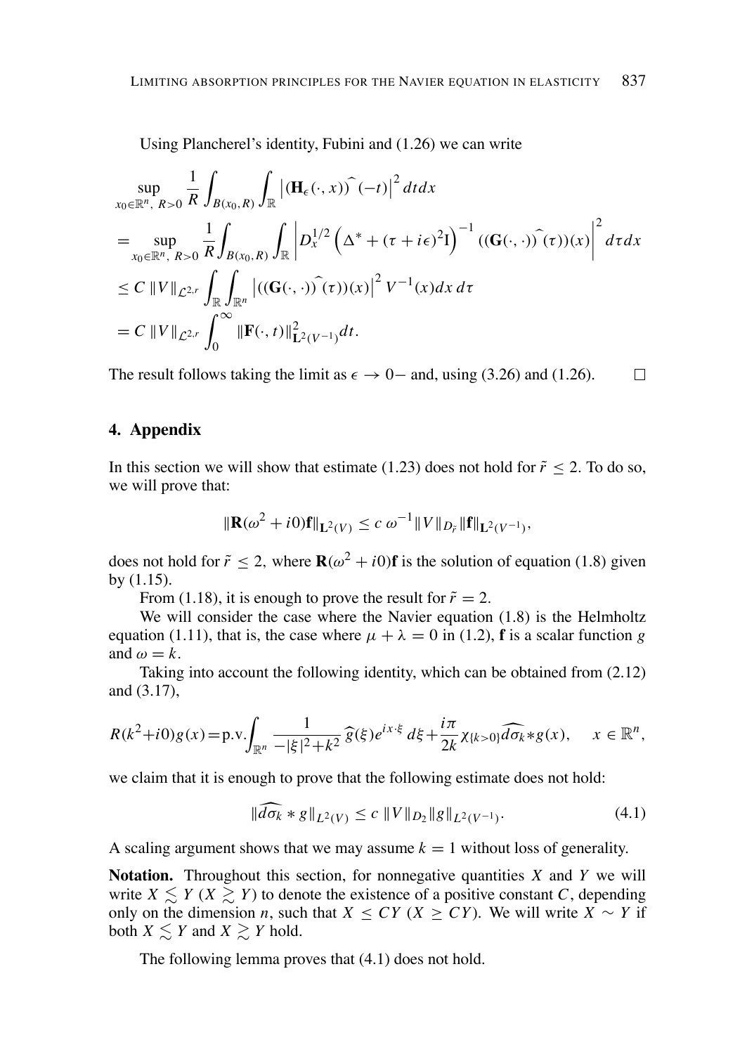Using Plancherel's identity, Fubini and (1.26) we can write

$$
\begin{aligned}
&\sup_{x_0\in\mathbb{R}^n,\ R>0} \frac{1}{R}\int_{B(x_0,R)} \int_{\mathbb{R}} \left|(\mathbf{H}_\epsilon(\cdot,x))\widehat{\ }(-t)\right|^2 dt dx \\
&= \sup_{x_0\in\mathbb{R}^n,\ R>0} \frac{1}{R}\int_{B(x_0,R)} \int_{\mathbb{R}} \left| D_x^{1/2}\left(\Delta^* + (\tau+i\epsilon)^2 \mathrm{I}\right)^{-1} ((\mathbf{G}(\cdot,\cdot))\widehat{\ }(\tau))(x)\right|^2 d\tau dx \\
&\leq C\, \|V\|_{\mathcal{L}^{2,r}} \int_{\mathbb{R}}\int_{\mathbb{R}^n} \left|((\mathbf{G}(\cdot,\cdot))\widehat{\ }(\tau))(x)\right|^2 V^{-1}(x) dx\, d\tau \\
&= C\, \|V\|_{\mathcal{L}^{2,r}} \int_0^\infty \|\mathbf{F}(\cdot,t)\|^2_{\mathbf{L}^2(V^{-1})} dt.
\end{aligned}
$$

The result follows taking the limit as $\epsilon \to 0-$ and, using (3.26) and (1.26). $\square$

## 4. Appendix

In this section we will show that estimate (1.23) does not hold for $\tilde{r} \leq 2$. To do so, we will prove that:

$$
\|\mathbf{R}(\omega^2 + i0)\mathbf{f}\|_{\mathbf{L}^2(V)} \leq c\ \omega^{-1} \|V\|_{D_{\tilde{r}}} \|\mathbf{f}\|_{\mathbf{L}^2(V^{-1})},
$$

does not hold for $\tilde{r} \leq 2$, where $\mathbf{R}(\omega^2 + i0)\mathbf{f}$ is the solution of equation (1.8) given by (1.15).

From (1.18), it is enough to prove the result for $\tilde{r} = 2$.

We will consider the case where the Navier equation (1.8) is the Helmholtz equation (1.11), that is, the case where $\mu + \lambda = 0$ in (1.2), $\mathbf{f}$ is a scalar function $g$ and $\omega = k$.

Taking into account the following identity, which can be obtained from (2.12) and (3.17),

$$
R(k^2+i0)g(x) = \text{p.v.}\int_{\mathbb{R}^n} \frac{1}{-|\xi|^2+k^2}\widehat{g}(\xi)e^{ix\cdot\xi}\, d\xi + \frac{i\pi}{2k}\chi_{\{k>0\}}\widehat{d\sigma_k} * g(x), \qquad x \in \mathbb{R}^n,
$$

we claim that it is enough to prove that the following estimate does not hold:

$$
\|\widehat{d\sigma_k} * g\|_{L^2(V)} \leq c\ \|V\|_{D_2} \|g\|_{L^2(V^{-1})}. \tag{4.1}
$$

A scaling argument shows that we may assume $k = 1$ without loss of generality.

**Notation.** Throughout this section, for nonnegative quantities $X$ and $Y$ we will write $X \lesssim Y$ ($X \gtrsim Y$) to denote the existence of a positive constant $C$, depending only on the dimension $n$, such that $X \leq CY$ ($X \geq CY$). We will write $X \sim Y$ if both $X \lesssim Y$ and $X \gtrsim Y$ hold.

The following lemma proves that (4.1) does not hold.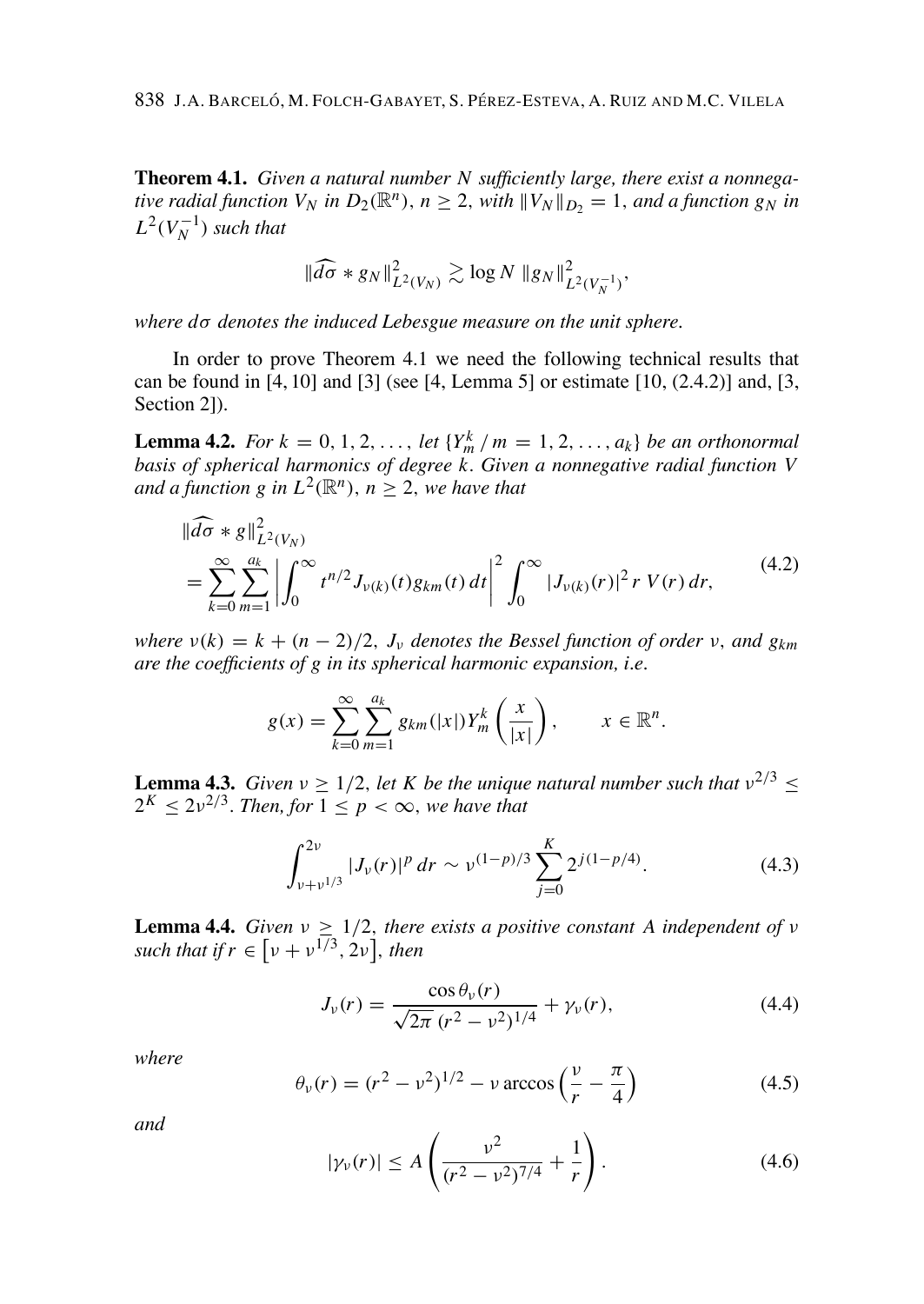**Theorem 4.1.** *Given a natural number $N$ sufficiently large, there exist a nonnegative radial function $V_N$ in $D_2(\mathbb{R}^n)$, $n \geq 2$, with $\|V_N\|_{D_2} = 1$, and a function $g_N$ in $L^2(V_N^{-1})$ such that*

$$\|\widehat{d\sigma} * g_N\|^2_{L^2(V_N)} \gtrsim \log N \, \|g_N\|^2_{L^2(V_N^{-1})},$$

*where $d\sigma$ denotes the induced Lebesgue measure on the unit sphere.*

In order to prove Theorem 4.1 we need the following technical results that can be found in [4, 10] and [3] (see [4, Lemma 5] or estimate [10, (2.4.2)] and, [3, Section 2]).

**Lemma 4.2.** *For $k = 0, 1, 2, \ldots$, let $\{Y_m^k \,/\, m = 1, 2, \ldots, a_k\}$ be an orthonormal basis of spherical harmonics of degree $k$. Given a nonnegative radial function $V$ and a function $g$ in $L^2(\mathbb{R}^n)$, $n \geq 2$, we have that*

$$\begin{aligned}
&\|\widehat{d\sigma} * g\|^2_{L^2(V_N)} \\
&= \sum_{k=0}^{\infty} \sum_{m=1}^{a_k} \left| \int_0^{\infty} t^{n/2} J_{\nu(k)}(t) g_{km}(t) \, dt \right|^2 \int_0^{\infty} |J_{\nu(k)}(r)|^2 r \, V(r) \, dr,
\end{aligned} \tag{4.2}$$

*where $\nu(k) = k + (n-2)/2$, $J_\nu$ denotes the Bessel function of order $\nu$, and $g_{km}$ are the coefficients of $g$ in its spherical harmonic expansion, i.e.*

$$g(x) = \sum_{k=0}^{\infty} \sum_{m=1}^{a_k} g_{km}(|x|) Y_m^k \left( \frac{x}{|x|} \right), \qquad x \in \mathbb{R}^n.$$

**Lemma 4.3.** *Given $\nu \geq 1/2$, let $K$ be the unique natural number such that $\nu^{2/3} \leq 2^K \leq 2\nu^{2/3}$. Then, for $1 \leq p < \infty$, we have that*

$$\int_{\nu + \nu^{1/3}}^{2\nu} |J_\nu(r)|^p \, dr \sim \nu^{(1-p)/3} \sum_{j=0}^{K} 2^{j(1-p/4)}. \tag{4.3}$$

**Lemma 4.4.** *Given $\nu \geq 1/2$, there exists a positive constant $A$ independent of $\nu$ such that if $r \in \left[\nu + \nu^{1/3}, 2\nu\right]$, then*

$$J_\nu(r) = \frac{\cos \theta_\nu(r)}{\sqrt{2\pi} \, (r^2 - \nu^2)^{1/4}} + \gamma_\nu(r), \tag{4.4}$$

*where*

$$\theta_\nu(r) = (r^2 - \nu^2)^{1/2} - \nu \arccos \left( \frac{\nu}{r} - \frac{\pi}{4} \right) \tag{4.5}$$

*and*

$$|\gamma_\nu(r)| \leq A \left( \frac{\nu^2}{(r^2 - \nu^2)^{7/4}} + \frac{1}{r} \right). \tag{4.6}$$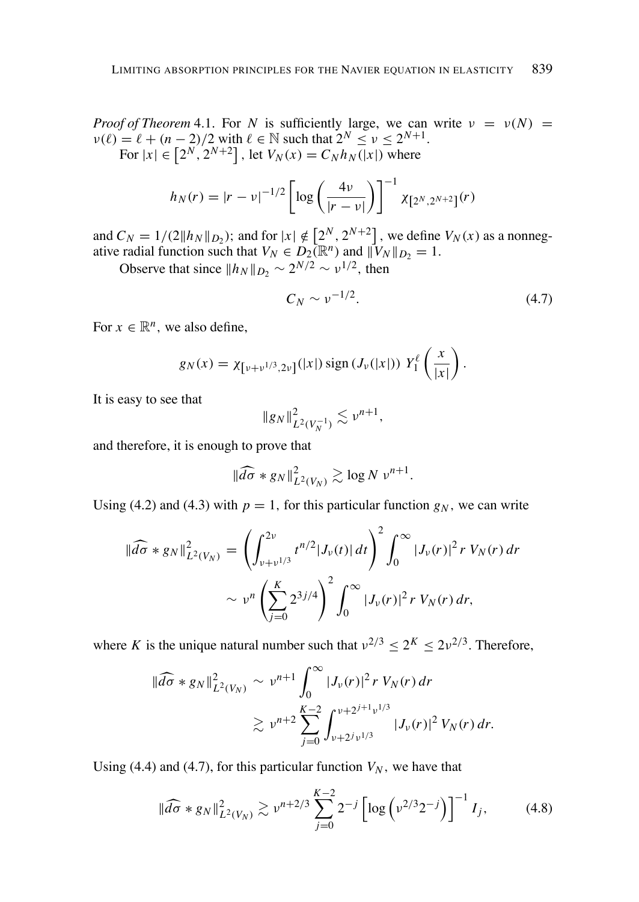*Proof of Theorem* 4.1. For $N$ is sufficiently large, we can write $\nu = \nu(N) = \nu(\ell) = \ell + (n-2)/2$ with $\ell \in \mathbb{N}$ such that $2^N \le \nu \le 2^{N+1}$.

For $|x| \in \left[2^N, 2^{N+2}\right]$, let $V_N(x) = C_N h_N(|x|)$ where

$$h_N(r) = |r-\nu|^{-1/2}\left[\log\left(\frac{4\nu}{|r-\nu|}\right)\right]^{-1} \chi_{[2^N,2^{N+2}]}(r)$$

and $C_N = 1/(2\|h_N\|_{D_2})$; and for $|x| \notin \left[2^N, 2^{N+2}\right]$, we define $V_N(x)$ as a nonnegative radial function such that $V_N \in D_2(\mathbb{R}^n)$ and $\|V_N\|_{D_2} = 1$.

Observe that since $\|h_N\|_{D_2} \sim 2^{N/2} \sim \nu^{1/2}$, then

$$C_N \sim \nu^{-1/2}. \tag{4.7}$$

For $x \in \mathbb{R}^n$, we also define,

$$g_N(x) = \chi_{[\nu+\nu^{1/3},2\nu]}(|x|)\,\mathrm{sign}\,(J_\nu(|x|))\; Y_1^\ell\left(\frac{x}{|x|}\right).$$

It is easy to see that

$$\|g_N\|^2_{L^2(V_N^{-1})} \lesssim \nu^{n+1},$$

and therefore, it is enough to prove that

$$\|\widehat{d\sigma} * g_N\|^2_{L^2(V_N)} \gtrsim \log N\; \nu^{n+1}.$$

Using (4.2) and (4.3) with $p=1$, for this particular function $g_N$, we can write

$$\begin{aligned}\|\widehat{d\sigma} * g_N\|^2_{L^2(V_N)} &= \left(\int_{\nu+\nu^{1/3}}^{2\nu} t^{n/2}|J_\nu(t)|\,dt\right)^2 \int_0^\infty |J_\nu(r)|^2\, r\, V_N(r)\,dr \\ &\sim \nu^n\left(\sum_{j=0}^K 2^{3j/4}\right)^2 \int_0^\infty |J_\nu(r)|^2\, r\, V_N(r)\,dr,\end{aligned}$$

where $K$ is the unique natural number such that $\nu^{2/3} \le 2^K \le 2\nu^{2/3}$. Therefore,

$$\begin{aligned}\|\widehat{d\sigma} * g_N\|^2_{L^2(V_N)} &\sim \nu^{n+1}\int_0^\infty |J_\nu(r)|^2\, r\, V_N(r)\,dr \\ &\gtrsim \nu^{n+2}\sum_{j=0}^{K-2}\int_{\nu+2^j\nu^{1/3}}^{\nu+2^{j+1}\nu^{1/3}} |J_\nu(r)|^2\, V_N(r)\,dr.\end{aligned}$$

Using (4.4) and (4.7), for this particular function $V_N$, we have that

$$\|\widehat{d\sigma} * g_N\|^2_{L^2(V_N)} \gtrsim \nu^{n+2/3}\sum_{j=0}^{K-2} 2^{-j}\left[\log\left(\nu^{2/3}2^{-j}\right)\right]^{-1} I_j, \tag{4.8}$$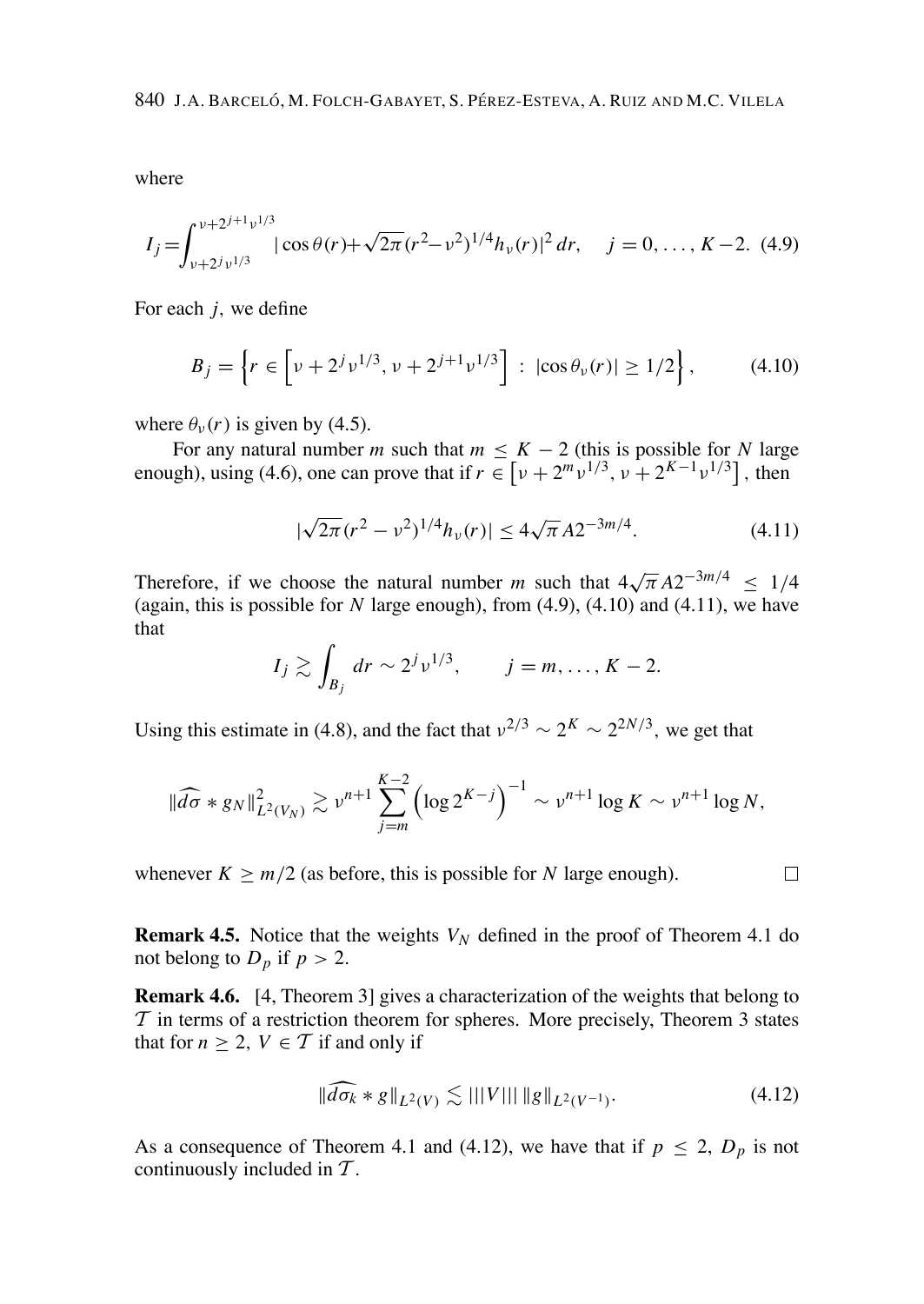where

$$I_j = \int_{\nu+2^j\nu^{1/3}}^{\nu+2^{j+1}\nu^{1/3}} |\cos\theta(r) + \sqrt{2\pi}(r^2-\nu^2)^{1/4}h_\nu(r)|^2\,dr, \quad j = 0,\ldots,K-2. \quad (4.9)$$

For each $j$, we define

$$B_j = \left\{ r \in \left[\nu + 2^j\nu^{1/3}, \nu + 2^{j+1}\nu^{1/3}\right] \,:\, |\cos\theta_\nu(r)| \geq 1/2 \right\}, \qquad (4.10)$$

where $\theta_\nu(r)$ is given by (4.5).

For any natural number $m$ such that $m \leq K-2$ (this is possible for $N$ large enough), using (4.6), one can prove that if $r \in \left[\nu + 2^m\nu^{1/3}, \nu + 2^{K-1}\nu^{1/3}\right]$, then

$$|\sqrt{2\pi}(r^2-\nu^2)^{1/4}h_\nu(r)| \leq 4\sqrt{\pi}A2^{-3m/4}. \qquad (4.11)$$

Therefore, if we choose the natural number $m$ such that $4\sqrt{\pi}A2^{-3m/4} \leq 1/4$ (again, this is possible for $N$ large enough), from (4.9), (4.10) and (4.11), we have that

$$I_j \gtrsim \int_{B_j} dr \sim 2^j\nu^{1/3}, \qquad j = m,\ldots,K-2.$$

Using this estimate in (4.8), and the fact that $\nu^{2/3} \sim 2^K \sim 2^{2N/3}$, we get that

$$\|\widehat{d\sigma} * g_N\|^2_{L^2(V_N)} \gtrsim \nu^{n+1}\sum_{j=m}^{K-2}\left(\log 2^{K-j}\right)^{-1} \sim \nu^{n+1}\log K \sim \nu^{n+1}\log N,$$

whenever $K \geq m/2$ (as before, this is possible for $N$ large enough). $\square$

**Remark 4.5.** Notice that the weights $V_N$ defined in the proof of Theorem 4.1 do not belong to $D_p$ if $p > 2$.

**Remark 4.6.** [4, Theorem 3] gives a characterization of the weights that belong to $\mathcal{T}$ in terms of a restriction theorem for spheres. More precisely, Theorem 3 states that for $n \geq 2$, $V \in \mathcal{T}$ if and only if

$$\|\widehat{d\sigma_k} * g\|_{L^2(V)} \lesssim |||V|||\,\|g\|_{L^2(V^{-1})}. \qquad (4.12)$$

As a consequence of Theorem 4.1 and (4.12), we have that if $p \leq 2$, $D_p$ is not continuously included in $\mathcal{T}$.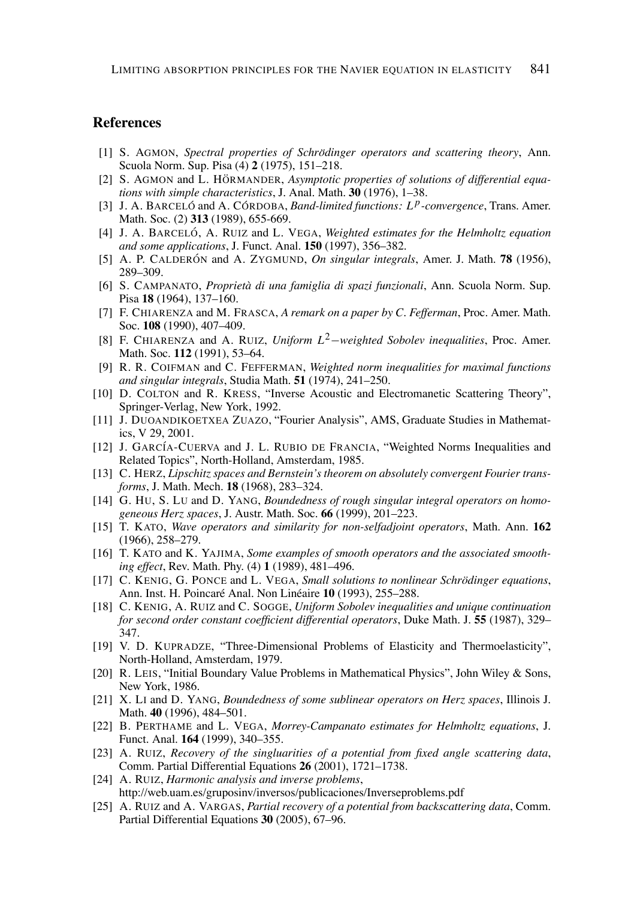## References

[1] S. AGMON, *Spectral properties of Schrödinger operators and scattering theory*, Ann. Scuola Norm. Sup. Pisa (4) **2** (1975), 151–218.

[2] S. AGMON and L. HÖRMANDER, *Asymptotic properties of solutions of differential equations with simple characteristics*, J. Anal. Math. **30** (1976), 1–38.

[3] J. A. BARCELÓ and A. CÓRDOBA, *Band-limited functions: $L^p$-convergence*, Trans. Amer. Math. Soc. (2) **313** (1989), 655-669.

[4] J. A. BARCELÓ, A. RUIZ and L. VEGA, *Weighted estimates for the Helmholtz equation and some applications*, J. Funct. Anal. **150** (1997), 356–382.

[5] A. P. CALDERÓN and A. ZYGMUND, *On singular integrals*, Amer. J. Math. **78** (1956), 289–309.

[6] S. CAMPANATO, *Proprietà di una famiglia di spazi funzionali*, Ann. Scuola Norm. Sup. Pisa **18** (1964), 137–160.

[7] F. CHIARENZA and M. FRASCA, *A remark on a paper by C. Fefferman*, Proc. Amer. Math. Soc. **108** (1990), 407–409.

[8] F. CHIARENZA and A. RUIZ, *Uniform $L^2$−weighted Sobolev inequalities*, Proc. Amer. Math. Soc. **112** (1991), 53–64.

[9] R. R. COIFMAN and C. FEFFERMAN, *Weighted norm inequalities for maximal functions and singular integrals*, Studia Math. **51** (1974), 241–250.

[10] D. COLTON and R. KRESS, "Inverse Acoustic and Electromanetic Scattering Theory", Springer-Verlag, New York, 1992.

[11] J. DUOANDIKOETXEA ZUAZO, "Fourier Analysis", AMS, Graduate Studies in Mathematics, V 29, 2001.

[12] J. GARCÍA-CUERVA and J. L. RUBIO DE FRANCIA, "Weighted Norms Inequalities and Related Topics", North-Holland, Amsterdam, 1985.

[13] C. HERZ, *Lipschitz spaces and Bernstein's theorem on absolutely convergent Fourier transforms*, J. Math. Mech. **18** (1968), 283–324.

[14] G. HU, S. LU and D. YANG, *Boundedness of rough singular integral operators on homogeneous Herz spaces*, J. Austr. Math. Soc. **66** (1999), 201–223.

[15] T. KATO, *Wave operators and similarity for non-selfadjoint operators*, Math. Ann. **162** (1966), 258–279.

[16] T. KATO and K. YAJIMA, *Some examples of smooth operators and the associated smoothing effect*, Rev. Math. Phy. (4) **1** (1989), 481–496.

[17] C. KENIG, G. PONCE and L. VEGA, *Small solutions to nonlinear Schrödinger equations*, Ann. Inst. H. Poincaré Anal. Non Linéaire **10** (1993), 255–288.

[18] C. KENIG, A. RUIZ and C. SOGGE, *Uniform Sobolev inequalities and unique continuation for second order constant coefficient differential operators*, Duke Math. J. **55** (1987), 329–347.

[19] V. D. KUPRADZE, "Three-Dimensional Problems of Elasticity and Thermoelasticity", North-Holland, Amsterdam, 1979.

[20] R. LEIS, "Initial Boundary Value Problems in Mathematical Physics", John Wiley & Sons, New York, 1986.

[21] X. LI and D. YANG, *Boundedness of some sublinear operators on Herz spaces*, Illinois J. Math. **40** (1996), 484–501.

[22] B. PERTHAME and L. VEGA, *Morrey-Campanato estimates for Helmholtz equations*, J. Funct. Anal. **164** (1999), 340–355.

[23] A. RUIZ, *Recovery of the singluarities of a potential from fixed angle scattering data*, Comm. Partial Differential Equations **26** (2001), 1721–1738.

[24] A. RUIZ, *Harmonic analysis and inverse problems*, http://web.uam.es/gruposinv/inversos/publicaciones/Inverseproblems.pdf

[25] A. RUIZ and A. VARGAS, *Partial recovery of a potential from backscattering data*, Comm. Partial Differential Equations **30** (2005), 67–96.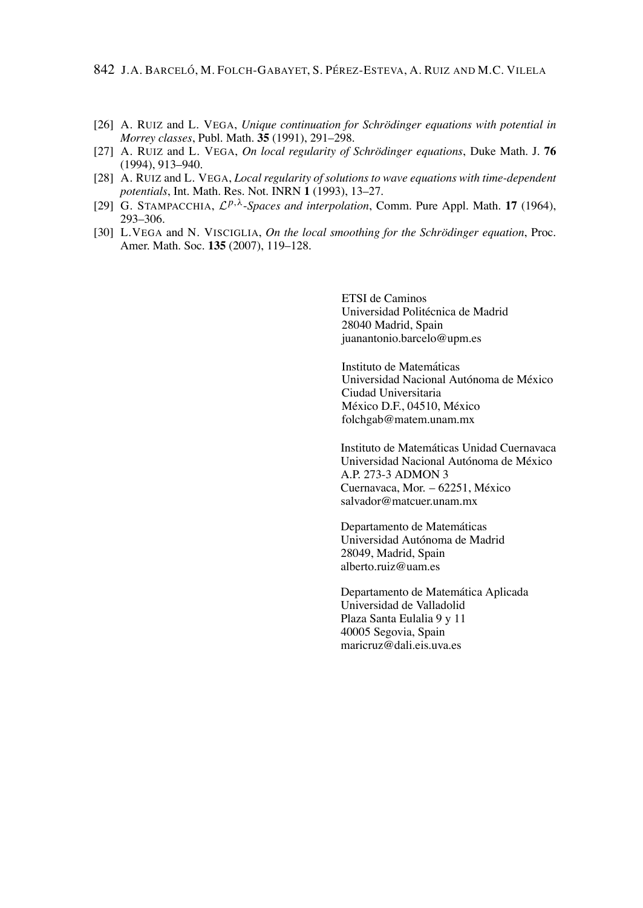[26] A. Ruiz and L. Vega, *Unique continuation for Schrödinger equations with potential in Morrey classes*, Publ. Math. **35** (1991), 291–298.

[27] A. Ruiz and L. Vega, *On local regularity of Schrödinger equations*, Duke Math. J. **76** (1994), 913–940.

[28] A. Ruiz and L. Vega, *Local regularity of solutions to wave equations with time-dependent potentials*, Int. Math. Res. Not. INRN **1** (1993), 13–27.

[29] G. Stampacchia, *$\mathcal{L}^{p,\lambda}$-Spaces and interpolation*, Comm. Pure Appl. Math. **17** (1964), 293–306.

[30] L. Vega and N. Visciglia, *On the local smoothing for the Schrödinger equation*, Proc. Amer. Math. Soc. **135** (2007), 119–128.

ETSI de Caminos
Universidad Politécnica de Madrid
28040 Madrid, Spain
juanantonio.barcelo@upm.es

Instituto de Matemáticas
Universidad Nacional Autónoma de México
Ciudad Universitaria
México D.F., 04510, México
folchgab@matem.unam.mx

Instituto de Matemáticas Unidad Cuernavaca
Universidad Nacional Autónoma de México
A.P. 273-3 ADMON 3
Cuernavaca, Mor. – 62251, México
salvador@matcuer.unam.mx

Departamento de Matemáticas
Universidad Autónoma de Madrid
28049, Madrid, Spain
alberto.ruiz@uam.es

Departamento de Matemática Aplicada
Universidad de Valladolid
Plaza Santa Eulalia 9 y 11
40005 Segovia, Spain
maricruz@dali.eis.uva.es